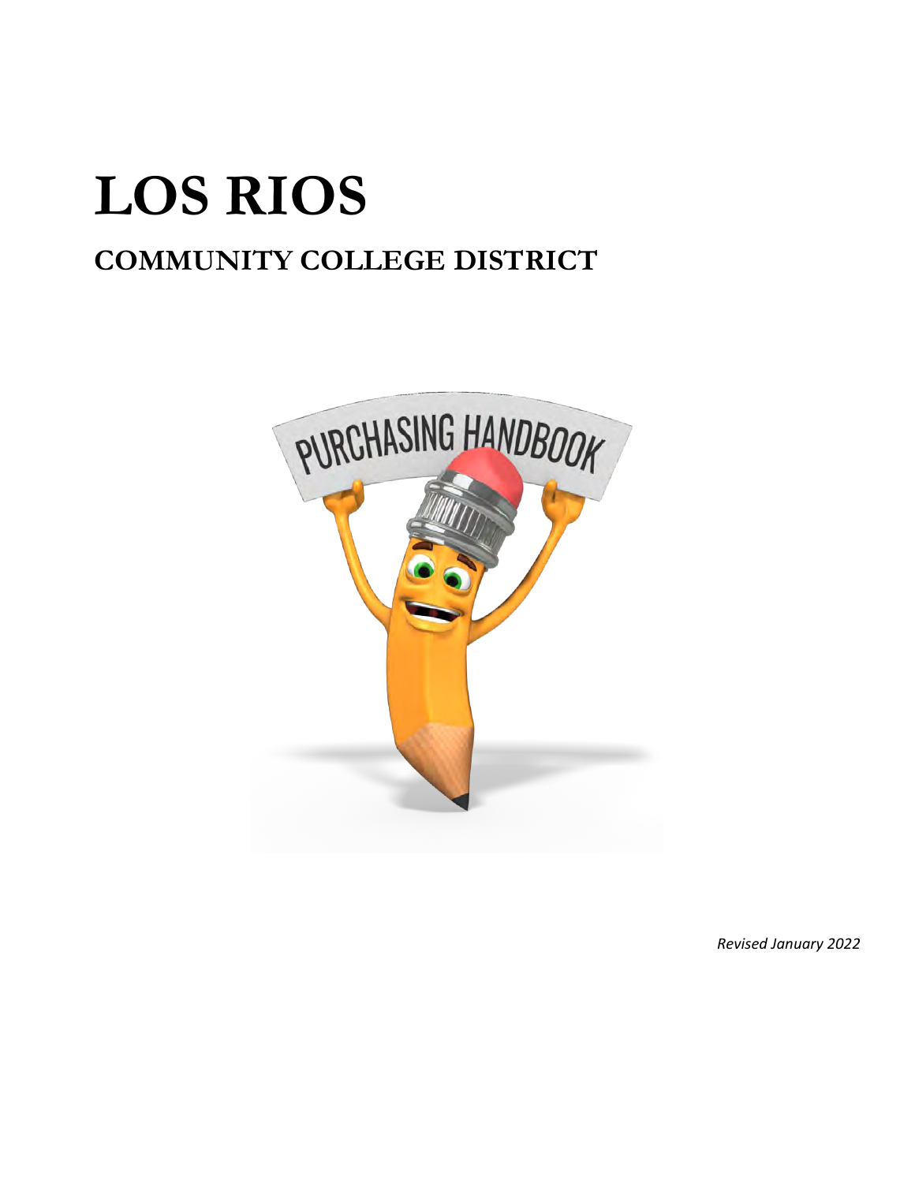# LOS RIOS

## COMMUNITY COLLEGE DISTRICT

*Revised January 2022*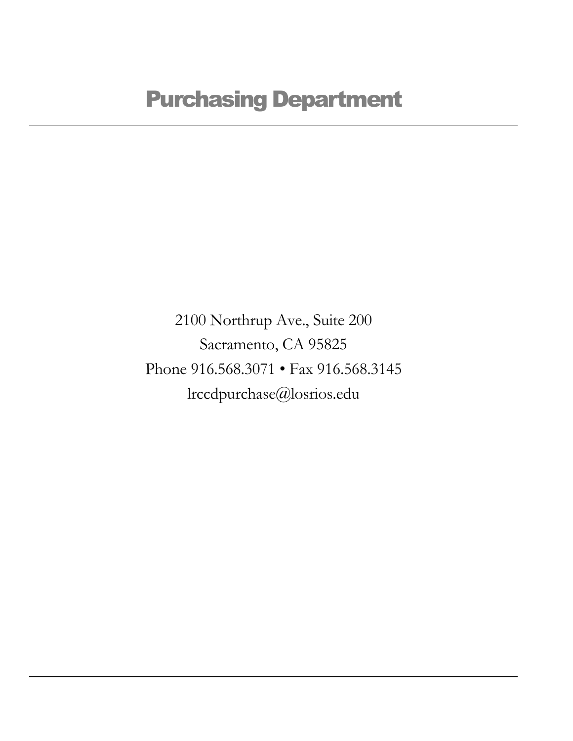# Purchasing Department

2100 Northrup Ave., Suite 200
Sacramento, CA 95825
Phone 916.568.3071 • Fax 916.568.3145
lrccdpurchase@losrios.edu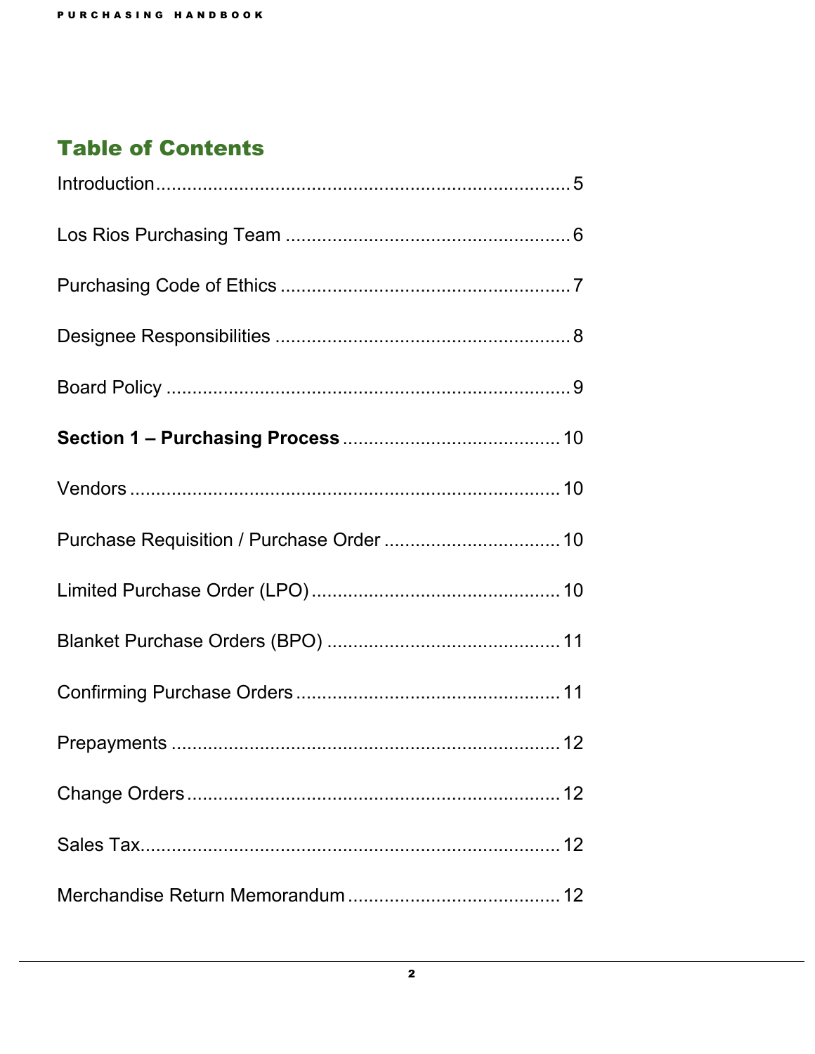## Table of Contents

Introduction............................................................................5

Los Rios Purchasing Team ......................................................6

Purchasing Code of Ethics ......................................................7

Designee Responsibilities .......................................................8

Board Policy ............................................................................9

**Section 1 – Purchasing Process** .........................................10

Vendors .................................................................................10

Purchase Requisition / Purchase Order .................................10

Limited Purchase Order (LPO) ...............................................10

Blanket Purchase Orders (BPO) ............................................11

Confirming Purchase Orders ..................................................11

Prepayments .........................................................................12

Change Orders ......................................................................12

Sales Tax...............................................................................12

Merchandise Return Memorandum ........................................12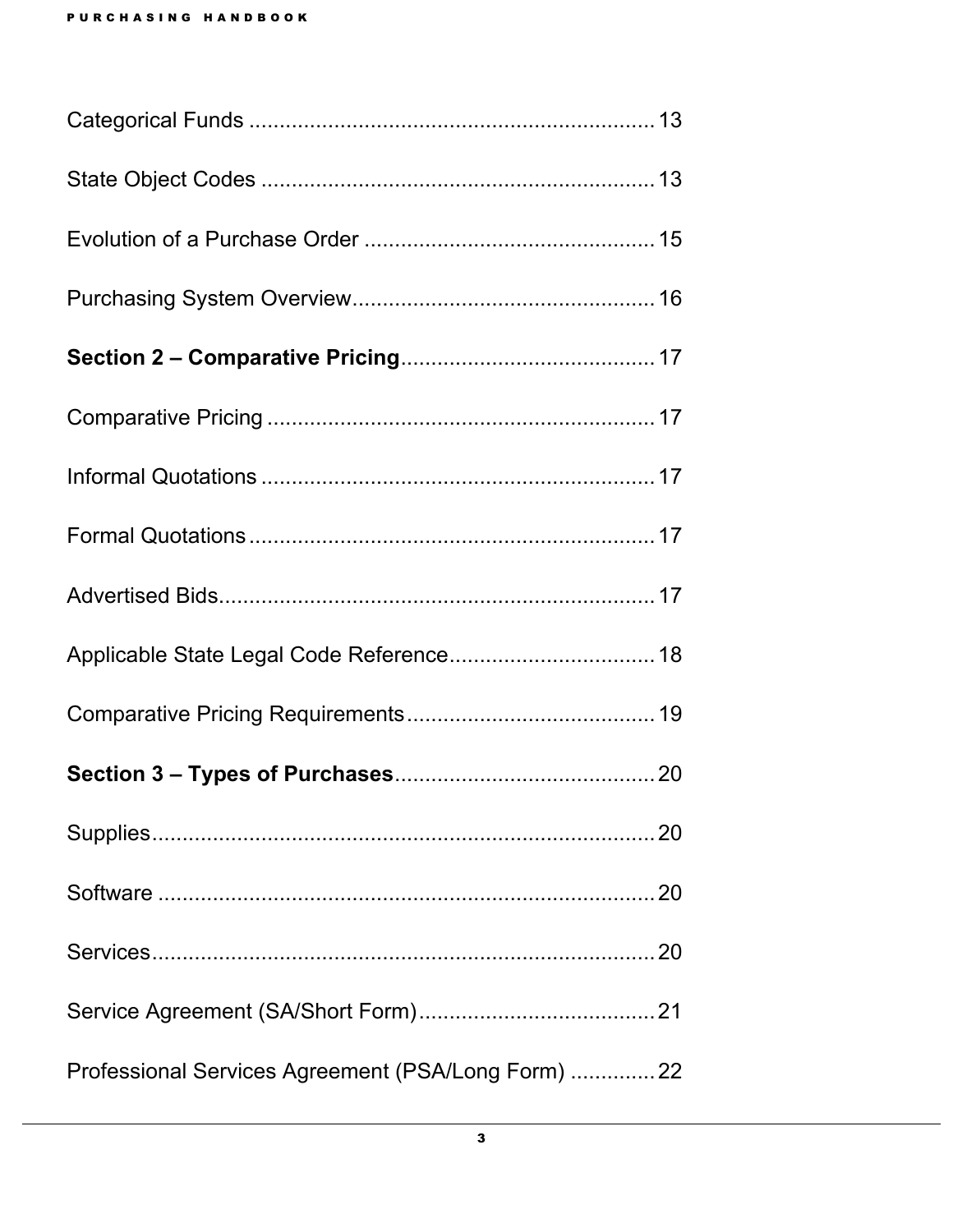Categorical Funds .................................................................. 13

State Object Codes ................................................................ 13

Evolution of a Purchase Order ............................................... 15

Purchasing System Overview................................................. 16

**Section 2 – Comparative Pricing**......................................... 17

Comparative Pricing ............................................................... 17

Informal Quotations ................................................................ 17

Formal Quotations .................................................................. 17

Advertised Bids....................................................................... 17

Applicable State Legal Code Reference................................. 18

Comparative Pricing Requirements........................................ 19

**Section 3 – Types of Purchases**.......................................... 20

Supplies.................................................................................. 20

Software ................................................................................. 20

Services.................................................................................. 20

Service Agreement (SA/Short Form)...................................... 21

Professional Services Agreement (PSA/Long Form) ............. 22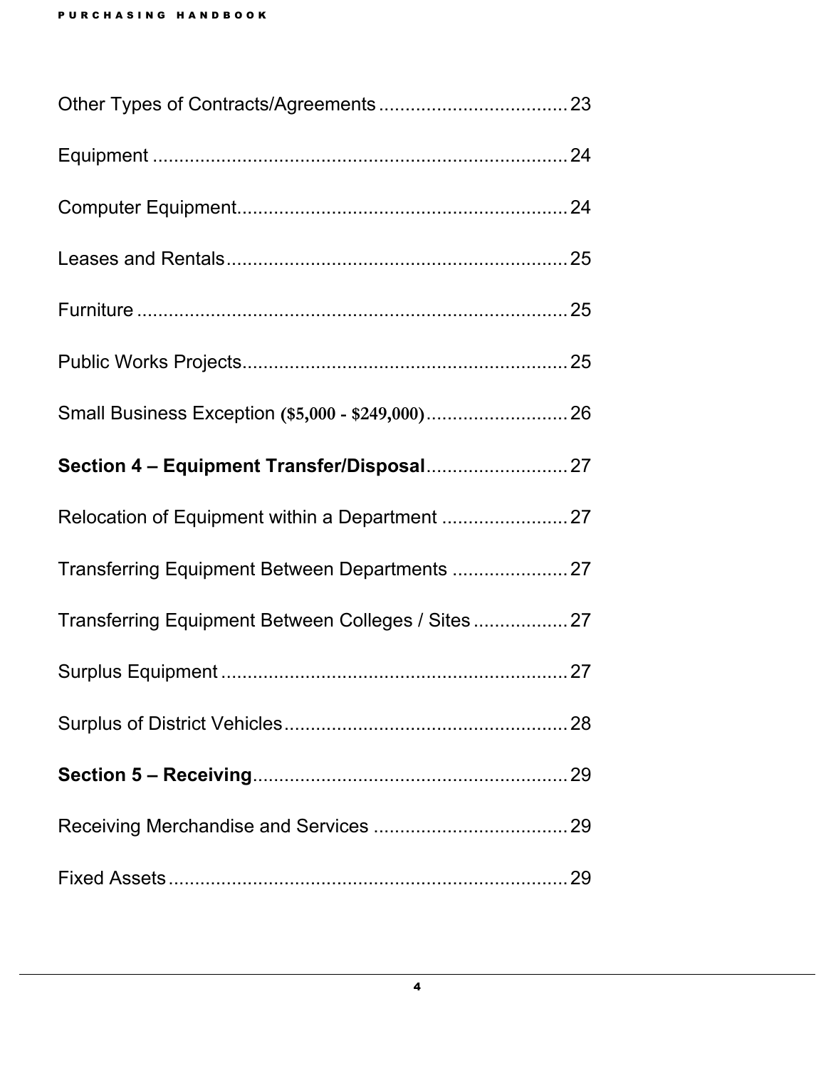Other Types of Contracts/Agreements .................................... 23

Equipment ............................................................................ 24

Computer Equipment............................................................. 24

Leases and Rentals................................................................ 25

Furniture ............................................................................... 25

Public Works Projects............................................................ 25

Small Business Exception (\$5,000 - \$249,000)........................... 26

**Section 4 – Equipment Transfer/Disposal**........................... 27

Relocation of Equipment within a Department ........................ 27

Transferring Equipment Between Departments ...................... 27

Transferring Equipment Between Colleges / Sites .................. 27

Surplus Equipment ................................................................ 27

Surplus of District Vehicles...................................................... 28

**Section 5 – Receiving**............................................................ 29

Receiving Merchandise and Services ..................................... 29

Fixed Assets........................................................................... 29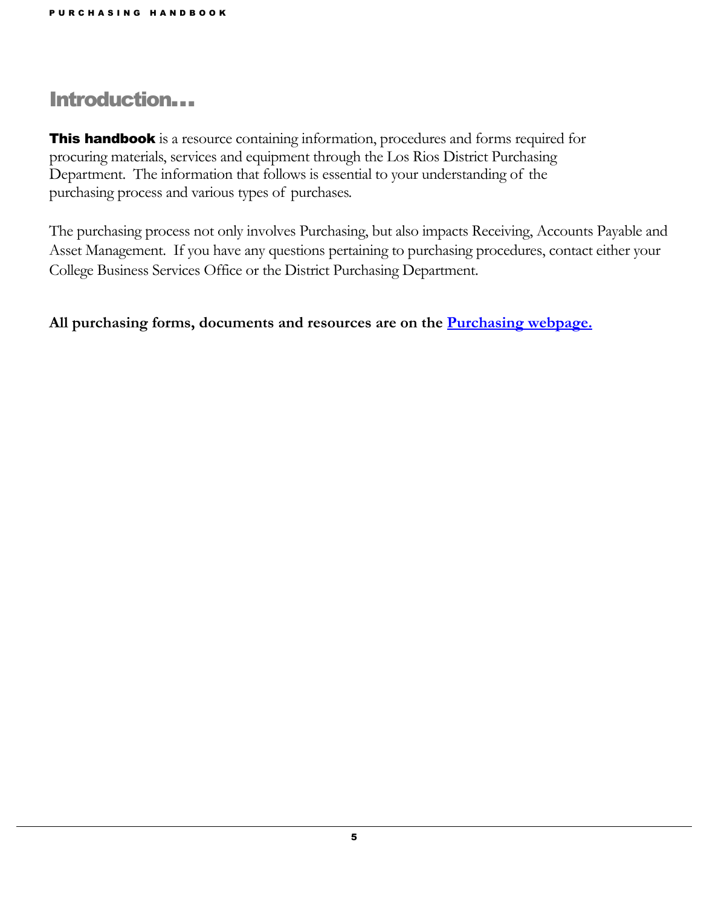# Introduction…

**This handbook** is a resource containing information, procedures and forms required for procuring materials, services and equipment through the Los Rios District Purchasing Department. The information that follows is essential to your understanding of the purchasing process and various types of purchases.

The purchasing process not only involves Purchasing, but also impacts Receiving, Accounts Payable and Asset Management. If you have any questions pertaining to purchasing procedures, contact either your College Business Services Office or the District Purchasing Department.

**All purchasing forms, documents and resources are on the Purchasing webpage.**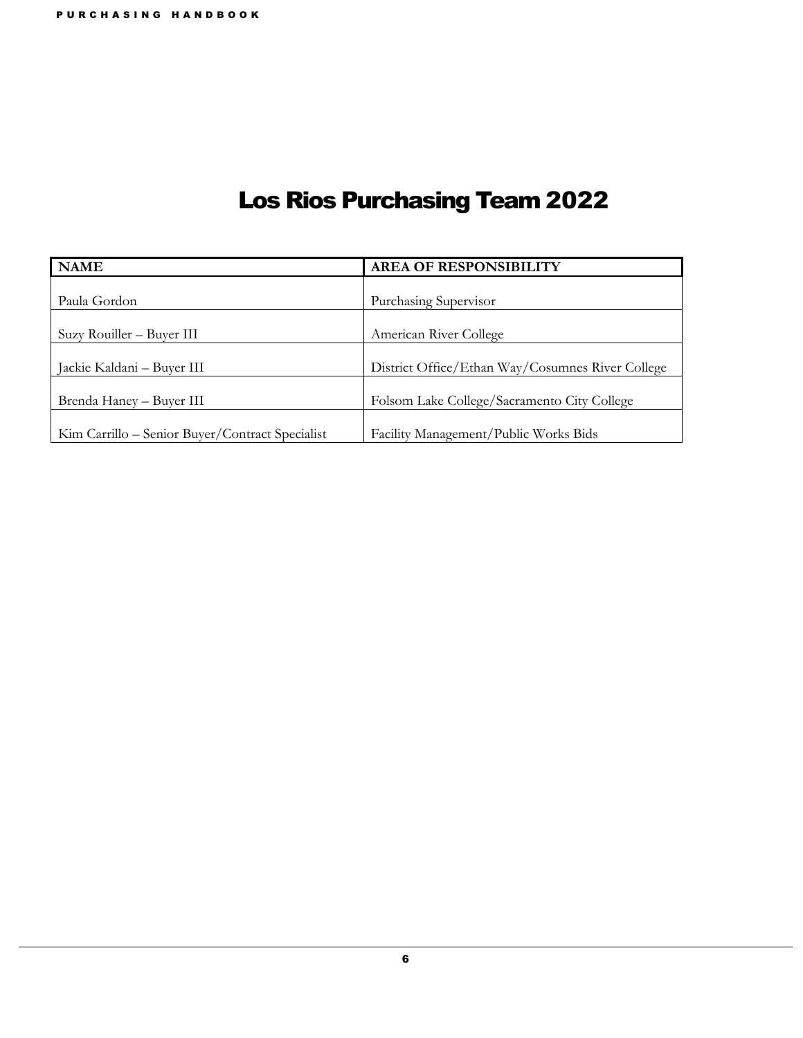# Los Rios Purchasing Team 2022

| NAME | AREA OF RESPONSIBILITY |
|---|---|
| Paula Gordon | Purchasing Supervisor |
| Suzy Rouiller – Buyer III | American River College |
| Jackie Kaldani – Buyer III | District Office/Ethan Way/Cosumnes River College |
| Brenda Haney – Buyer III | Folsom Lake College/Sacramento City College |
| Kim Carrillo – Senior Buyer/Contract Specialist | Facility Management/Public Works Bids |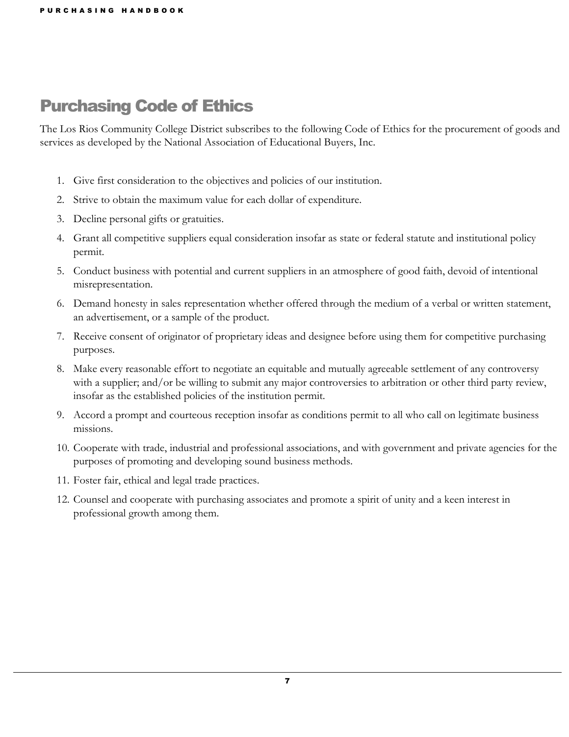# Purchasing Code of Ethics

The Los Rios Community College District subscribes to the following Code of Ethics for the procurement of goods and services as developed by the National Association of Educational Buyers, Inc.

1. Give first consideration to the objectives and policies of our institution.
2. Strive to obtain the maximum value for each dollar of expenditure.
3. Decline personal gifts or gratuities.
4. Grant all competitive suppliers equal consideration insofar as state or federal statute and institutional policy permit.
5. Conduct business with potential and current suppliers in an atmosphere of good faith, devoid of intentional misrepresentation.
6. Demand honesty in sales representation whether offered through the medium of a verbal or written statement, an advertisement, or a sample of the product.
7. Receive consent of originator of proprietary ideas and designee before using them for competitive purchasing purposes.
8. Make every reasonable effort to negotiate an equitable and mutually agreeable settlement of any controversy with a supplier; and/or be willing to submit any major controversies to arbitration or other third party review, insofar as the established policies of the institution permit.
9. Accord a prompt and courteous reception insofar as conditions permit to all who call on legitimate business missions.
10. Cooperate with trade, industrial and professional associations, and with government and private agencies for the purposes of promoting and developing sound business methods.
11. Foster fair, ethical and legal trade practices.
12. Counsel and cooperate with purchasing associates and promote a spirit of unity and a keen interest in professional growth among them.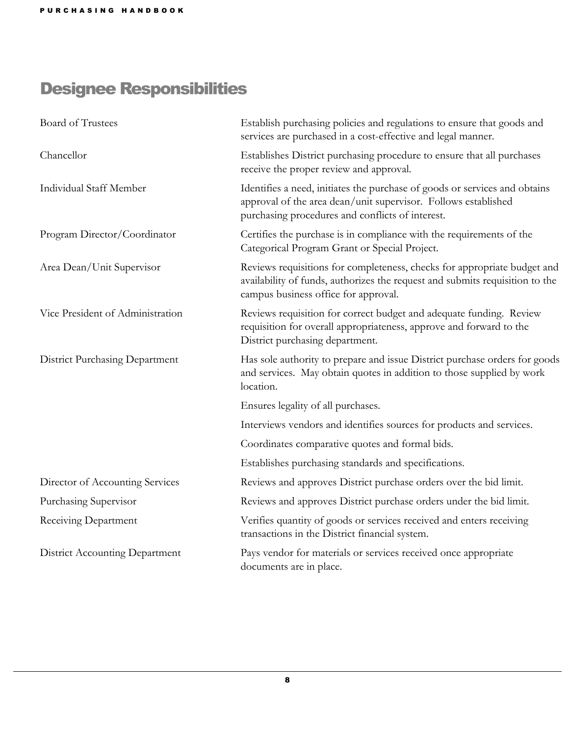# Designee Responsibilities

| | |
|---|---|
| Board of Trustees | Establish purchasing policies and regulations to ensure that goods and services are purchased in a cost-effective and legal manner. |
| Chancellor | Establishes District purchasing procedure to ensure that all purchases receive the proper review and approval. |
| Individual Staff Member | Identifies a need, initiates the purchase of goods or services and obtains approval of the area dean/unit supervisor. Follows established purchasing procedures and conflicts of interest. |
| Program Director/Coordinator | Certifies the purchase is in compliance with the requirements of the Categorical Program Grant or Special Project. |
| Area Dean/Unit Supervisor | Reviews requisitions for completeness, checks for appropriate budget and availability of funds, authorizes the request and submits requisition to the campus business office for approval. |
| Vice President of Administration | Reviews requisition for correct budget and adequate funding. Review requisition for overall appropriateness, approve and forward to the District purchasing department. |
| District Purchasing Department | Has sole authority to prepare and issue District purchase orders for goods and services. May obtain quotes in addition to those supplied by work location. |
| | Ensures legality of all purchases. |
| | Interviews vendors and identifies sources for products and services. |
| | Coordinates comparative quotes and formal bids. |
| | Establishes purchasing standards and specifications. |
| Director of Accounting Services | Reviews and approves District purchase orders over the bid limit. |
| Purchasing Supervisor | Reviews and approves District purchase orders under the bid limit. |
| Receiving Department | Verifies quantity of goods or services received and enters receiving transactions in the District financial system. |
| District Accounting Department | Pays vendor for materials or services received once appropriate documents are in place. |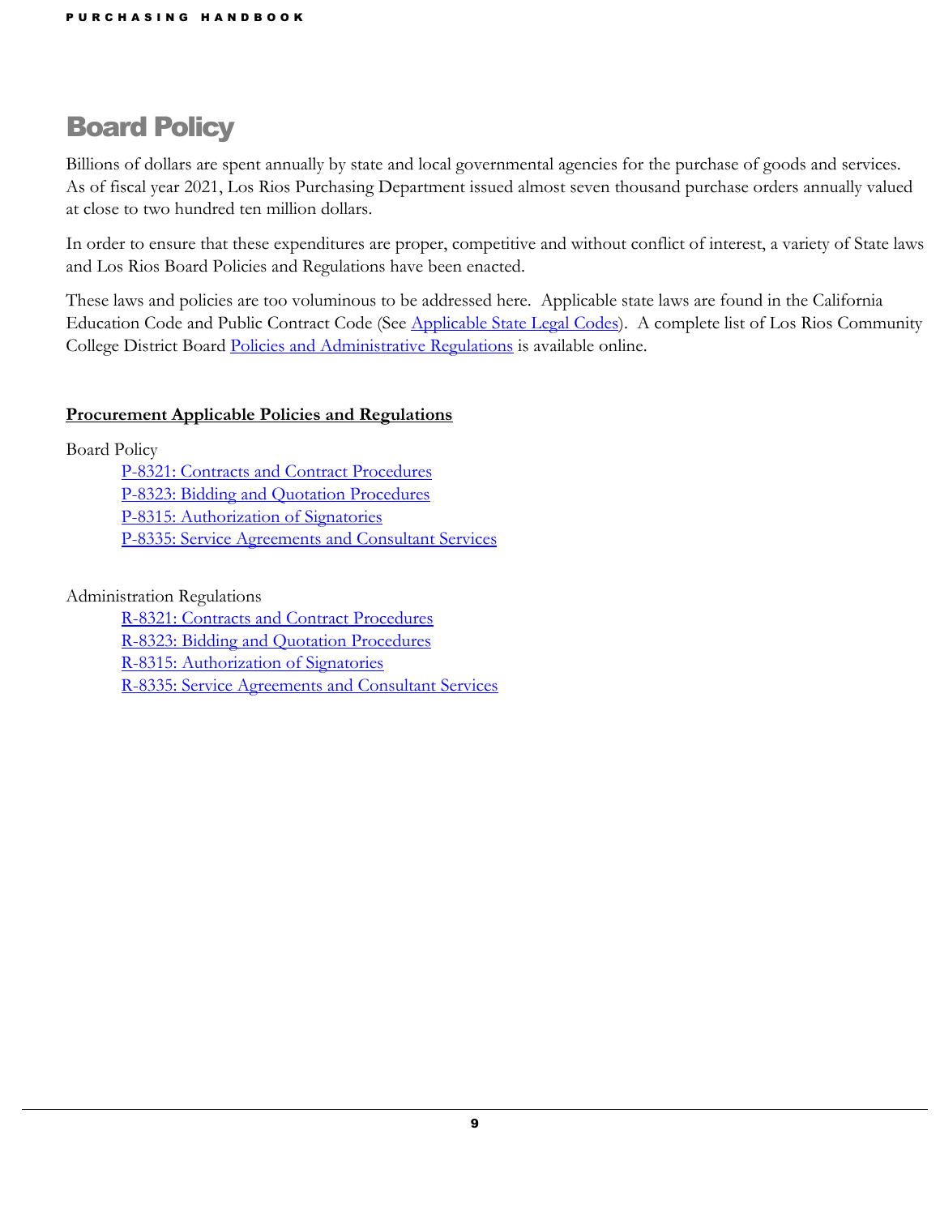# Board Policy

Billions of dollars are spent annually by state and local governmental agencies for the purchase of goods and services. As of fiscal year 2021, Los Rios Purchasing Department issued almost seven thousand purchase orders annually valued at close to two hundred ten million dollars.

In order to ensure that these expenditures are proper, competitive and without conflict of interest, a variety of State laws and Los Rios Board Policies and Regulations have been enacted.

These laws and policies are too voluminous to be addressed here. Applicable state laws are found in the California Education Code and Public Contract Code (See Applicable State Legal Codes). A complete list of Los Rios Community College District Board Policies and Administrative Regulations is available online.

**Procurement Applicable Policies and Regulations**

Board Policy

- P-8321: Contracts and Contract Procedures
- P-8323: Bidding and Quotation Procedures
- P-8315: Authorization of Signatories
- P-8335: Service Agreements and Consultant Services

Administration Regulations

- R-8321: Contracts and Contract Procedures
- R-8323: Bidding and Quotation Procedures
- R-8315: Authorization of Signatories
- R-8335: Service Agreements and Consultant Services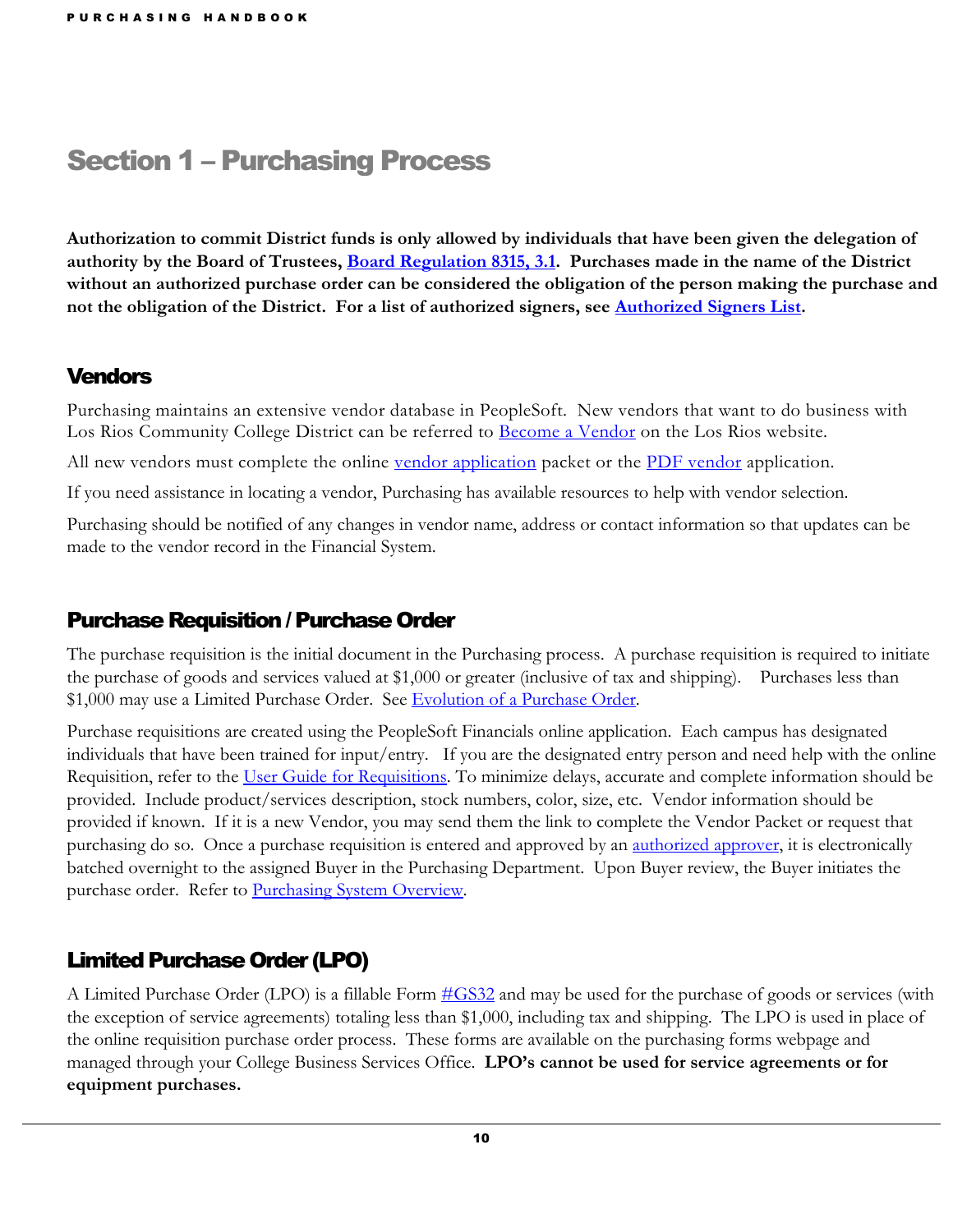# Section 1 – Purchasing Process

**Authorization to commit District funds is only allowed by individuals that have been given the delegation of authority by the Board of Trustees, Board Regulation 8315, 3.1. Purchases made in the name of the District without an authorized purchase order can be considered the obligation of the person making the purchase and not the obligation of the District. For a list of authorized signers, see Authorized Signers List.**

## Vendors

Purchasing maintains an extensive vendor database in PeopleSoft. New vendors that want to do business with Los Rios Community College District can be referred to Become a Vendor on the Los Rios website.

All new vendors must complete the online vendor application packet or the PDF vendor application.

If you need assistance in locating a vendor, Purchasing has available resources to help with vendor selection.

Purchasing should be notified of any changes in vendor name, address or contact information so that updates can be made to the vendor record in the Financial System.

## Purchase Requisition / Purchase Order

The purchase requisition is the initial document in the Purchasing process. A purchase requisition is required to initiate the purchase of goods and services valued at $1,000 or greater (inclusive of tax and shipping). Purchases less than $1,000 may use a Limited Purchase Order. See Evolution of a Purchase Order.

Purchase requisitions are created using the PeopleSoft Financials online application. Each campus has designated individuals that have been trained for input/entry. If you are the designated entry person and need help with the online Requisition, refer to the User Guide for Requisitions. To minimize delays, accurate and complete information should be provided. Include product/services description, stock numbers, color, size, etc. Vendor information should be provided if known. If it is a new Vendor, you may send them the link to complete the Vendor Packet or request that purchasing do so. Once a purchase requisition is entered and approved by an authorized approver, it is electronically batched overnight to the assigned Buyer in the Purchasing Department. Upon Buyer review, the Buyer initiates the purchase order. Refer to Purchasing System Overview.

## Limited Purchase Order (LPO)

A Limited Purchase Order (LPO) is a fillable Form #GS32 and may be used for the purchase of goods or services (with the exception of service agreements) totaling less than $1,000, including tax and shipping. The LPO is used in place of the online requisition purchase order process. These forms are available on the purchasing forms webpage and managed through your College Business Services Office. **LPO's cannot be used for service agreements or for equipment purchases.**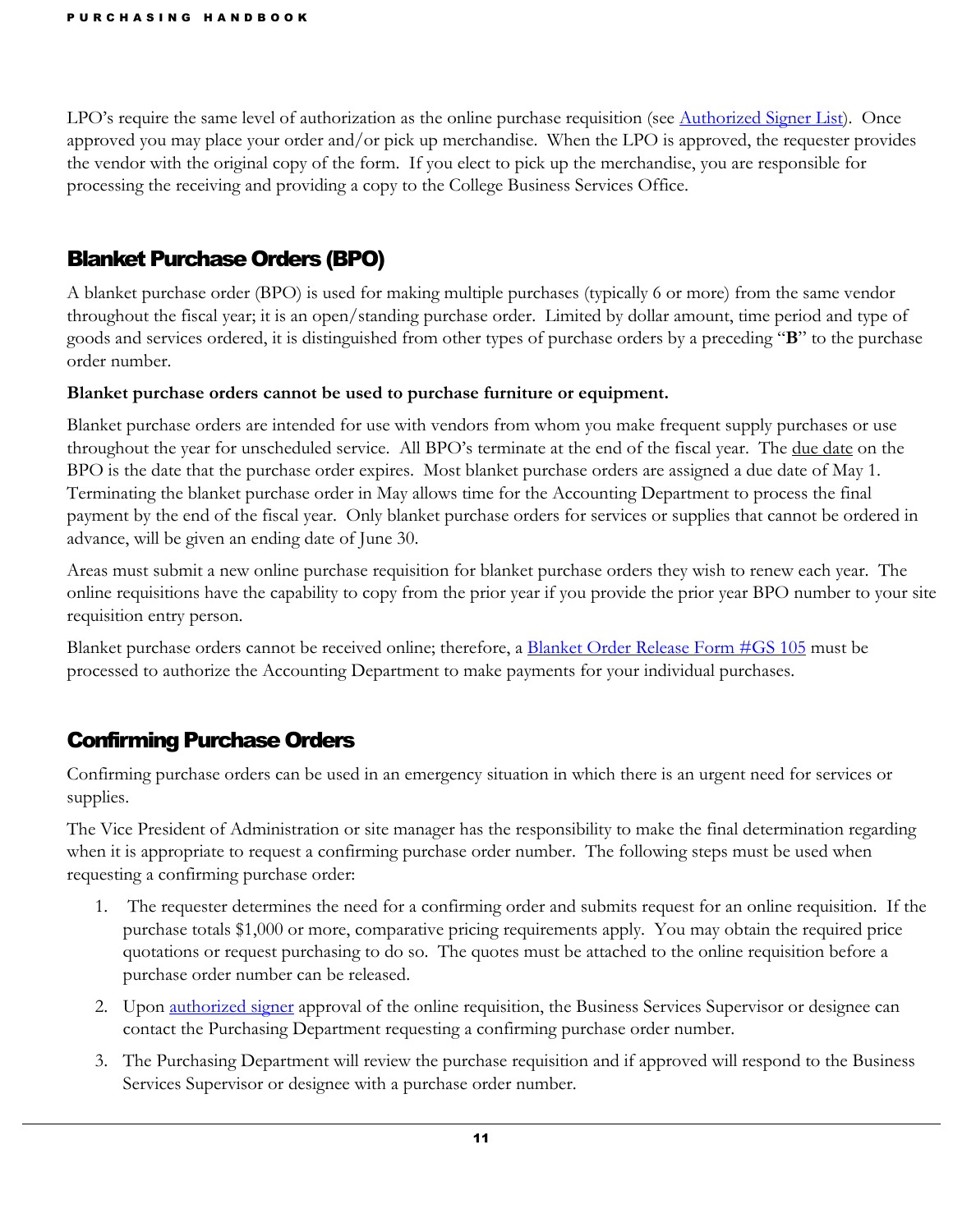LPO's require the same level of authorization as the online purchase requisition (see Authorized Signer List). Once approved you may place your order and/or pick up merchandise. When the LPO is approved, the requester provides the vendor with the original copy of the form. If you elect to pick up the merchandise, you are responsible for processing the receiving and providing a copy to the College Business Services Office.

## Blanket Purchase Orders (BPO)

A blanket purchase order (BPO) is used for making multiple purchases (typically 6 or more) from the same vendor throughout the fiscal year; it is an open/standing purchase order. Limited by dollar amount, time period and type of goods and services ordered, it is distinguished from other types of purchase orders by a preceding "**B**" to the purchase order number.

**Blanket purchase orders cannot be used to purchase furniture or equipment.**

Blanket purchase orders are intended for use with vendors from whom you make frequent supply purchases or use throughout the year for unscheduled service. All BPO's terminate at the end of the fiscal year. The due date on the BPO is the date that the purchase order expires. Most blanket purchase orders are assigned a due date of May 1. Terminating the blanket purchase order in May allows time for the Accounting Department to process the final payment by the end of the fiscal year. Only blanket purchase orders for services or supplies that cannot be ordered in advance, will be given an ending date of June 30.

Areas must submit a new online purchase requisition for blanket purchase orders they wish to renew each year. The online requisitions have the capability to copy from the prior year if you provide the prior year BPO number to your site requisition entry person.

Blanket purchase orders cannot be received online; therefore, a Blanket Order Release Form #GS 105 must be processed to authorize the Accounting Department to make payments for your individual purchases.

## Confirming Purchase Orders

Confirming purchase orders can be used in an emergency situation in which there is an urgent need for services or supplies.

The Vice President of Administration or site manager has the responsibility to make the final determination regarding when it is appropriate to request a confirming purchase order number. The following steps must be used when requesting a confirming purchase order:

1. The requester determines the need for a confirming order and submits request for an online requisition. If the purchase totals $1,000 or more, comparative pricing requirements apply. You may obtain the required price quotations or request purchasing to do so. The quotes must be attached to the online requisition before a purchase order number can be released.
2. Upon authorized signer approval of the online requisition, the Business Services Supervisor or designee can contact the Purchasing Department requesting a confirming purchase order number.
3. The Purchasing Department will review the purchase requisition and if approved will respond to the Business Services Supervisor or designee with a purchase order number.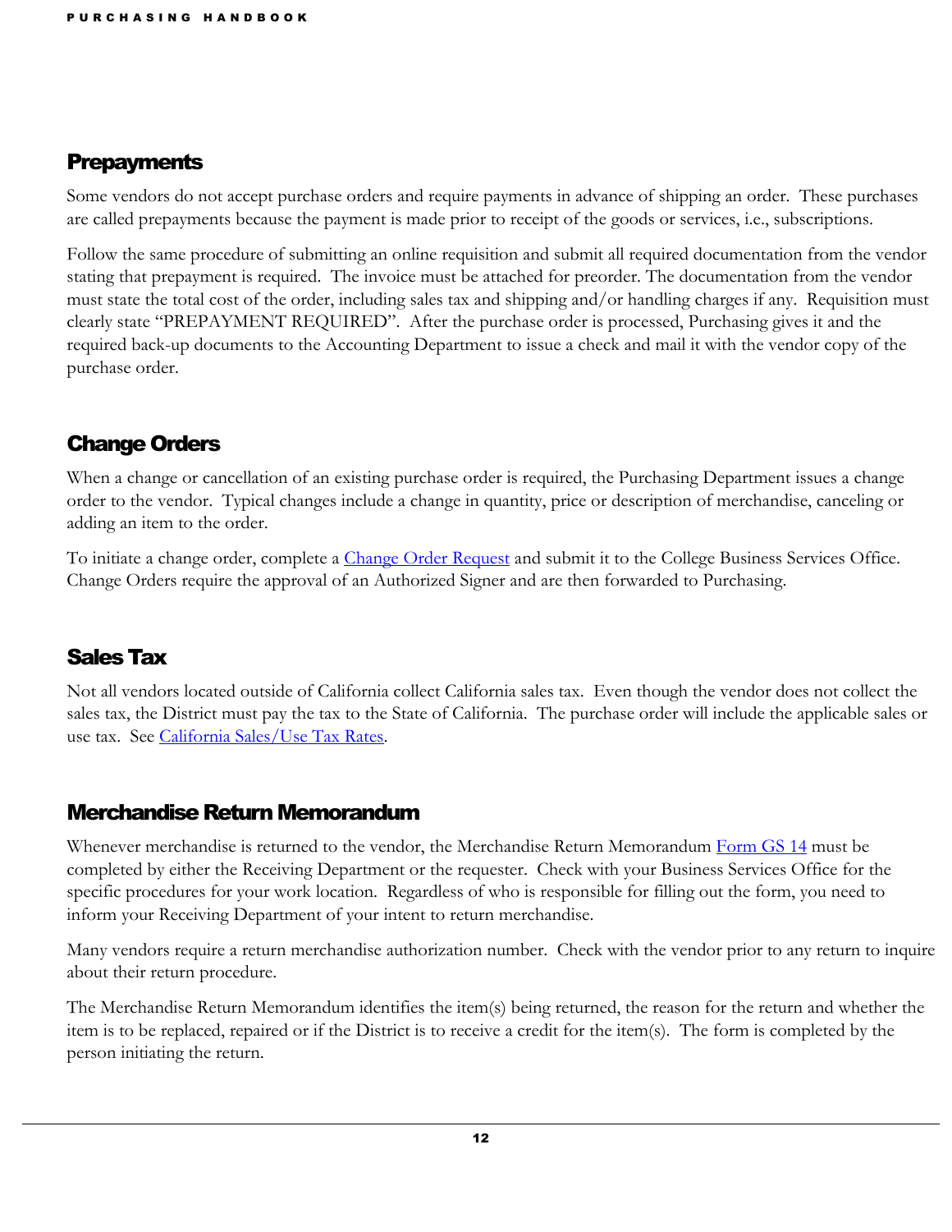## Prepayments

Some vendors do not accept purchase orders and require payments in advance of shipping an order. These purchases are called prepayments because the payment is made prior to receipt of the goods or services, i.e., subscriptions.

Follow the same procedure of submitting an online requisition and submit all required documentation from the vendor stating that prepayment is required. The invoice must be attached for preorder. The documentation from the vendor must state the total cost of the order, including sales tax and shipping and/or handling charges if any. Requisition must clearly state "PREPAYMENT REQUIRED". After the purchase order is processed, Purchasing gives it and the required back-up documents to the Accounting Department to issue a check and mail it with the vendor copy of the purchase order.

## Change Orders

When a change or cancellation of an existing purchase order is required, the Purchasing Department issues a change order to the vendor. Typical changes include a change in quantity, price or description of merchandise, canceling or adding an item to the order.

To initiate a change order, complete a Change Order Request and submit it to the College Business Services Office. Change Orders require the approval of an Authorized Signer and are then forwarded to Purchasing.

## Sales Tax

Not all vendors located outside of California collect California sales tax. Even though the vendor does not collect the sales tax, the District must pay the tax to the State of California. The purchase order will include the applicable sales or use tax. See California Sales/Use Tax Rates.

## Merchandise Return Memorandum

Whenever merchandise is returned to the vendor, the Merchandise Return Memorandum Form GS 14 must be completed by either the Receiving Department or the requester. Check with your Business Services Office for the specific procedures for your work location. Regardless of who is responsible for filling out the form, you need to inform your Receiving Department of your intent to return merchandise.

Many vendors require a return merchandise authorization number. Check with the vendor prior to any return to inquire about their return procedure.

The Merchandise Return Memorandum identifies the item(s) being returned, the reason for the return and whether the item is to be replaced, repaired or if the District is to receive a credit for the item(s). The form is completed by the person initiating the return.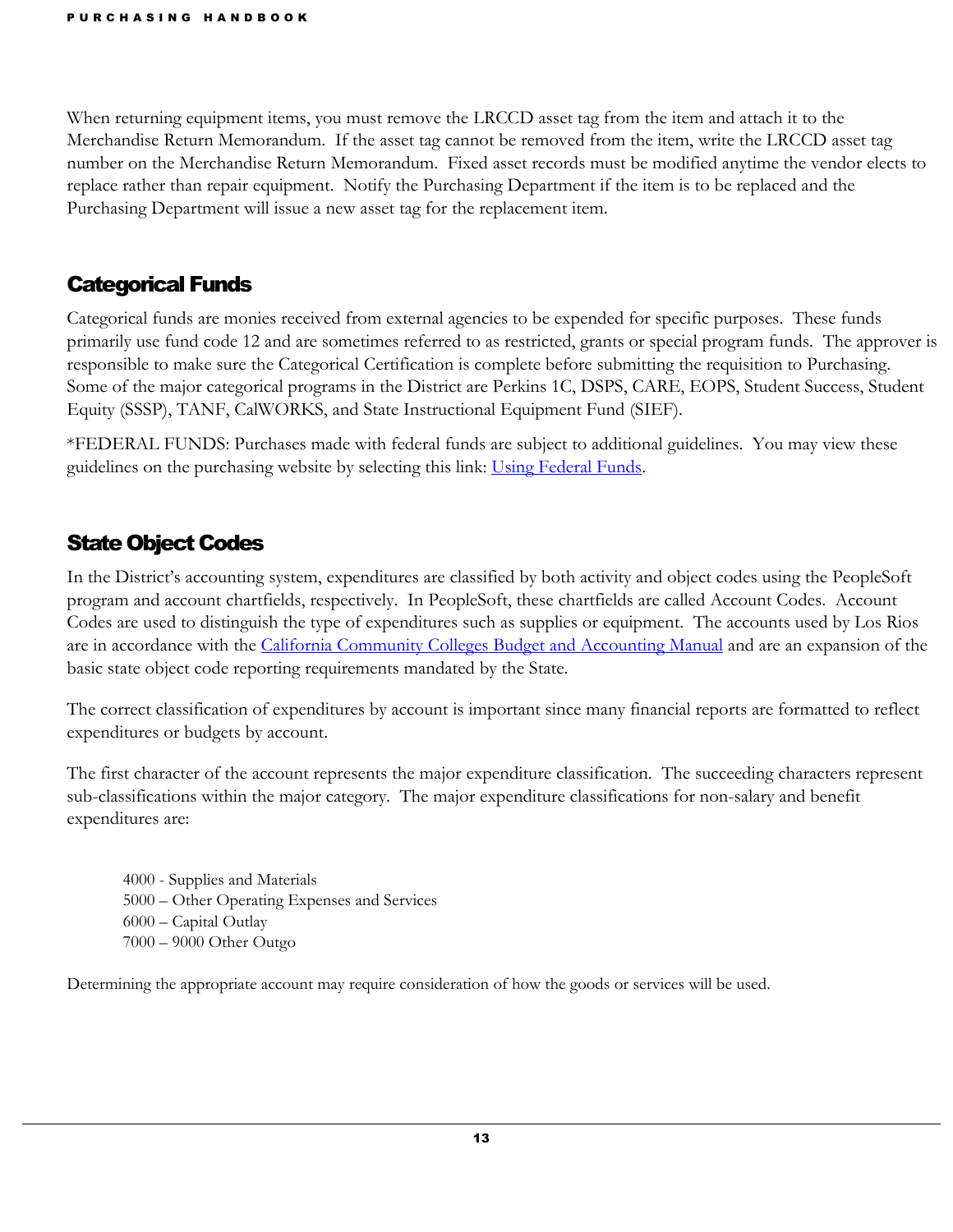When returning equipment items, you must remove the LRCCD asset tag from the item and attach it to the Merchandise Return Memorandum. If the asset tag cannot be removed from the item, write the LRCCD asset tag number on the Merchandise Return Memorandum. Fixed asset records must be modified anytime the vendor elects to replace rather than repair equipment. Notify the Purchasing Department if the item is to be replaced and the Purchasing Department will issue a new asset tag for the replacement item.

## Categorical Funds

Categorical funds are monies received from external agencies to be expended for specific purposes. These funds primarily use fund code 12 and are sometimes referred to as restricted, grants or special program funds. The approver is responsible to make sure the Categorical Certification is complete before submitting the requisition to Purchasing. Some of the major categorical programs in the District are Perkins 1C, DSPS, CARE, EOPS, Student Success, Student Equity (SSSP), TANF, CalWORKS, and State Instructional Equipment Fund (SIEF).

*FEDERAL FUNDS: Purchases made with federal funds are subject to additional guidelines. You may view these guidelines on the purchasing website by selecting this link: Using Federal Funds.

## State Object Codes

In the District's accounting system, expenditures are classified by both activity and object codes using the PeopleSoft program and account chartfields, respectively. In PeopleSoft, these chartfields are called Account Codes. Account Codes are used to distinguish the type of expenditures such as supplies or equipment. The accounts used by Los Rios are in accordance with the California Community Colleges Budget and Accounting Manual and are an expansion of the basic state object code reporting requirements mandated by the State.

The correct classification of expenditures by account is important since many financial reports are formatted to reflect expenditures or budgets by account.

The first character of the account represents the major expenditure classification. The succeeding characters represent sub-classifications within the major category. The major expenditure classifications for non-salary and benefit expenditures are:

4000 - Supplies and Materials
5000 – Other Operating Expenses and Services
6000 – Capital Outlay
7000 – 9000 Other Outgo

Determining the appropriate account may require consideration of how the goods or services will be used.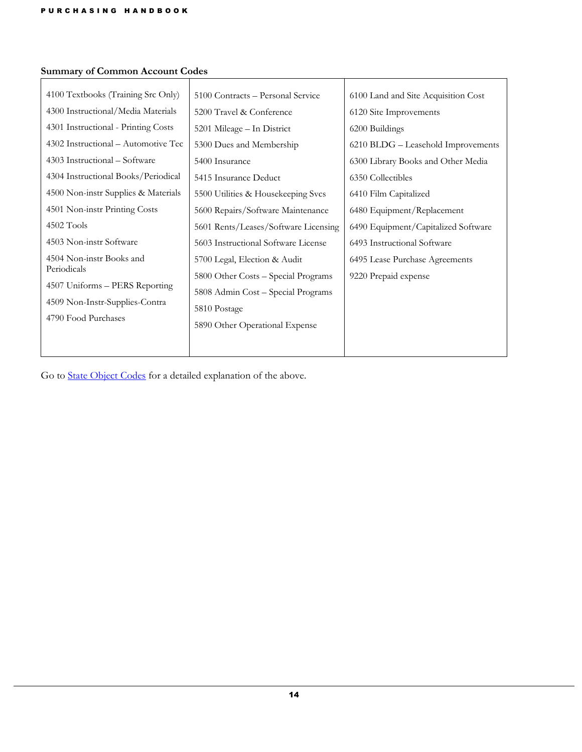**Summary of Common Account Codes**

| | | |
|---|---|---|
| 4100 Textbooks (Training Src Only) | 5100 Contracts – Personal Service | 6100 Land and Site Acquisition Cost |
| 4300 Instructional/Media Materials | 5200 Travel & Conference | 6120 Site Improvements |
| 4301 Instructional - Printing Costs | 5201 Mileage – In District | 6200 Buildings |
| 4302 Instructional – Automotive Tec | 5300 Dues and Membership | 6210 BLDG – Leasehold Improvements |
| 4303 Instructional – Software | 5400 Insurance | 6300 Library Books and Other Media |
| 4304 Instructional Books/Periodical | 5415 Insurance Deduct | 6350 Collectibles |
| 4500 Non-instr Supplies & Materials | 5500 Utilities & Housekeeping Svcs | 6410 Film Capitalized |
| 4501 Non-instr Printing Costs | 5600 Repairs/Software Maintenance | 6480 Equipment/Replacement |
| 4502 Tools | 5601 Rents/Leases/Software Licensing | 6490 Equipment/Capitalized Software |
| 4503 Non-instr Software | 5603 Instructional Software License | 6493 Instructional Software |
| 4504 Non-instr Books and Periodicals | 5700 Legal, Election & Audit | 6495 Lease Purchase Agreements |
| 4507 Uniforms – PERS Reporting | 5800 Other Costs – Special Programs | 9220 Prepaid expense |
| 4509 Non-Instr-Supplies-Contra | 5808 Admin Cost – Special Programs | |
| 4790 Food Purchases | 5810 Postage | |
| | 5890 Other Operational Expense | |

Go to State Object Codes for a detailed explanation of the above.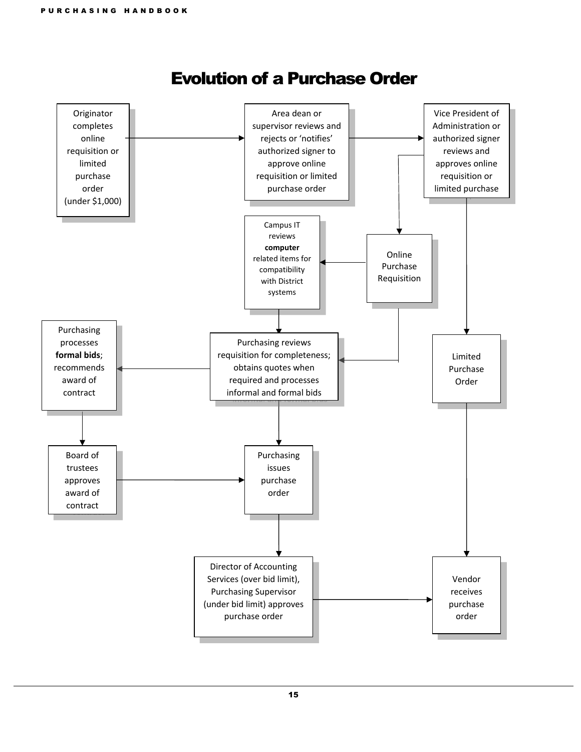# Evolution of a Purchase Order

Originator completes online requisition or limited purchase order (under $1,000)

Area dean or supervisor reviews and rejects or 'notifies' authorized signer to approve online requisition or limited purchase order

Vice President of Administration or authorized signer reviews and approves online requisition or limited purchase

Campus IT reviews **computer** related items for compatibility with District systems

Online Purchase Requisition

Purchasing processes **formal bids**; recommends award of contract

Purchasing reviews requisition for completeness; obtains quotes when required and processes informal and formal bids

Limited Purchase Order

Board of trustees approves award of contract

Purchasing issues purchase order

Director of Accounting Services (over bid limit), Purchasing Supervisor (under bid limit) approves purchase order

Vendor receives purchase order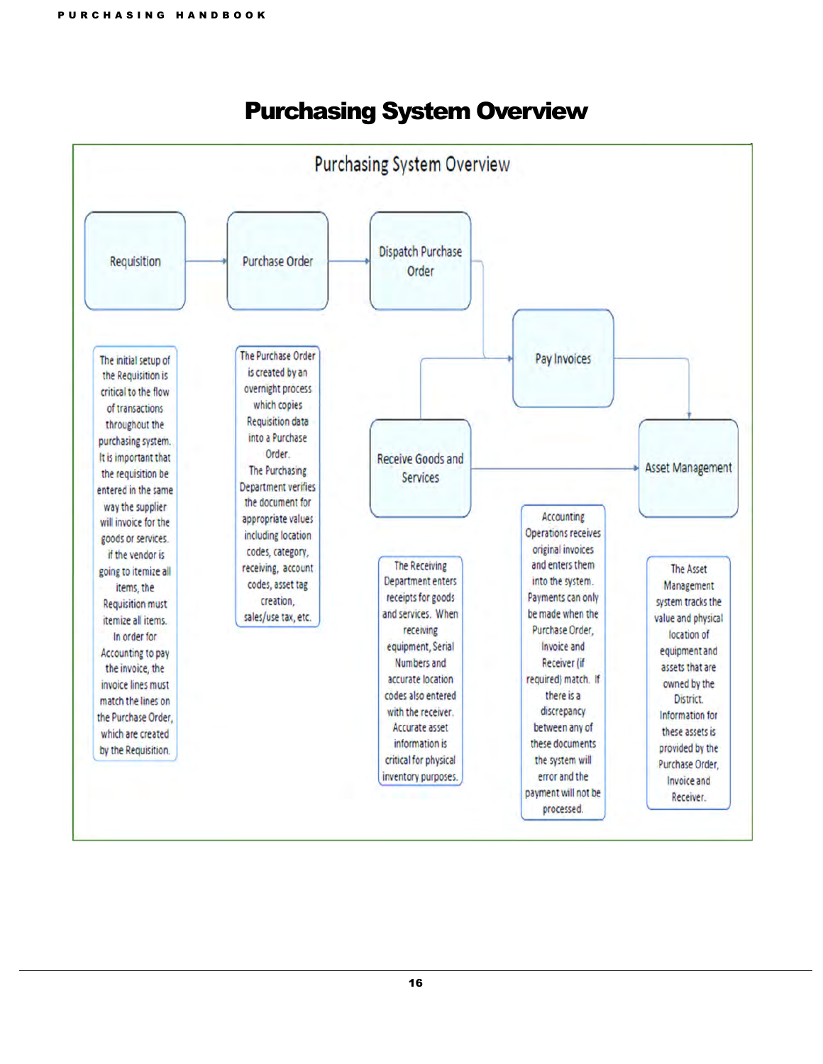# Purchasing System Overview

Purchasing System Overview

Requisition

Purchase Order

Dispatch Purchase Order

Pay Invoices

Receive Goods and Services

Asset Management

The initial setup of the Requisition is critical to the flow of transactions throughout the purchasing system. It is important that the requisition be entered in the same way the supplier will invoice for the goods or services. if the vendor is going to itemize all items, the Requisition must itemize all items. In order for Accounting to pay the invoice, the invoice lines must match the lines on the Purchase Order, which are created by the Requisition.

The Purchase Order is created by an overnight process which copies Requisition data into a Purchase Order. The Purchasing Department verifies the document for appropriate values including location codes, category, receiving, account codes, asset tag creation, sales/use tax, etc.

The Receiving Department enters receipts for goods and services. When receiving equipment, Serial Numbers and accurate location codes also entered with the receiver. Accurate asset information is critical for physical inventory purposes.

Accounting Operations receives original invoices and enters them into the system. Payments can only be made when the Purchase Order, Invoice and Receiver (if required) match. If there is a discrepancy between any of these documents the system will error and the payment will not be processed.

The Asset Management system tracks the value and physical location of equipment and assets that are owned by the District. Information for these assets is provided by the Purchase Order, Invoice and Receiver.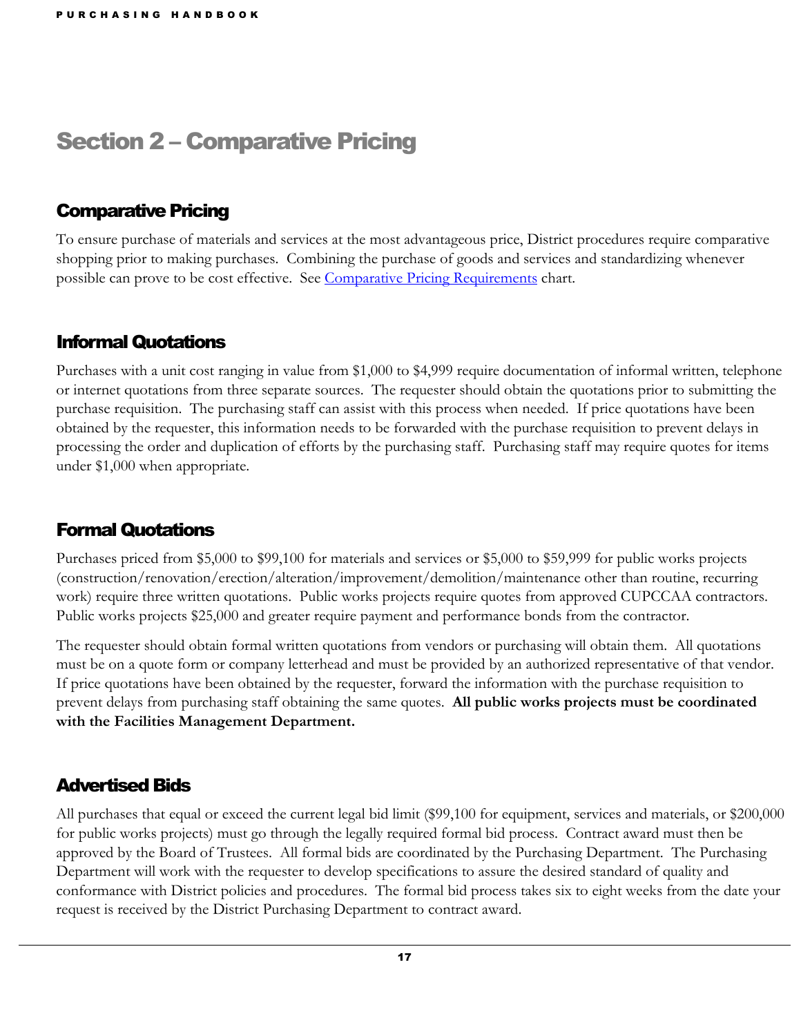# Section 2 – Comparative Pricing

## Comparative Pricing

To ensure purchase of materials and services at the most advantageous price, District procedures require comparative shopping prior to making purchases. Combining the purchase of goods and services and standardizing whenever possible can prove to be cost effective. See Comparative Pricing Requirements chart.

## Informal Quotations

Purchases with a unit cost ranging in value from $1,000 to $4,999 require documentation of informal written, telephone or internet quotations from three separate sources. The requester should obtain the quotations prior to submitting the purchase requisition. The purchasing staff can assist with this process when needed. If price quotations have been obtained by the requester, this information needs to be forwarded with the purchase requisition to prevent delays in processing the order and duplication of efforts by the purchasing staff. Purchasing staff may require quotes for items under $1,000 when appropriate.

## Formal Quotations

Purchases priced from $5,000 to $99,100 for materials and services or $5,000 to $59,999 for public works projects (construction/renovation/erection/alteration/improvement/demolition/maintenance other than routine, recurring work) require three written quotations. Public works projects require quotes from approved CUPCCAA contractors. Public works projects $25,000 and greater require payment and performance bonds from the contractor.

The requester should obtain formal written quotations from vendors or purchasing will obtain them. All quotations must be on a quote form or company letterhead and must be provided by an authorized representative of that vendor. If price quotations have been obtained by the requester, forward the information with the purchase requisition to prevent delays from purchasing staff obtaining the same quotes. **All public works projects must be coordinated with the Facilities Management Department.**

## Advertised Bids

All purchases that equal or exceed the current legal bid limit ($99,100 for equipment, services and materials, or $200,000 for public works projects) must go through the legally required formal bid process. Contract award must then be approved by the Board of Trustees. All formal bids are coordinated by the Purchasing Department. The Purchasing Department will work with the requester to develop specifications to assure the desired standard of quality and conformance with District policies and procedures. The formal bid process takes six to eight weeks from the date your request is received by the District Purchasing Department to contract award.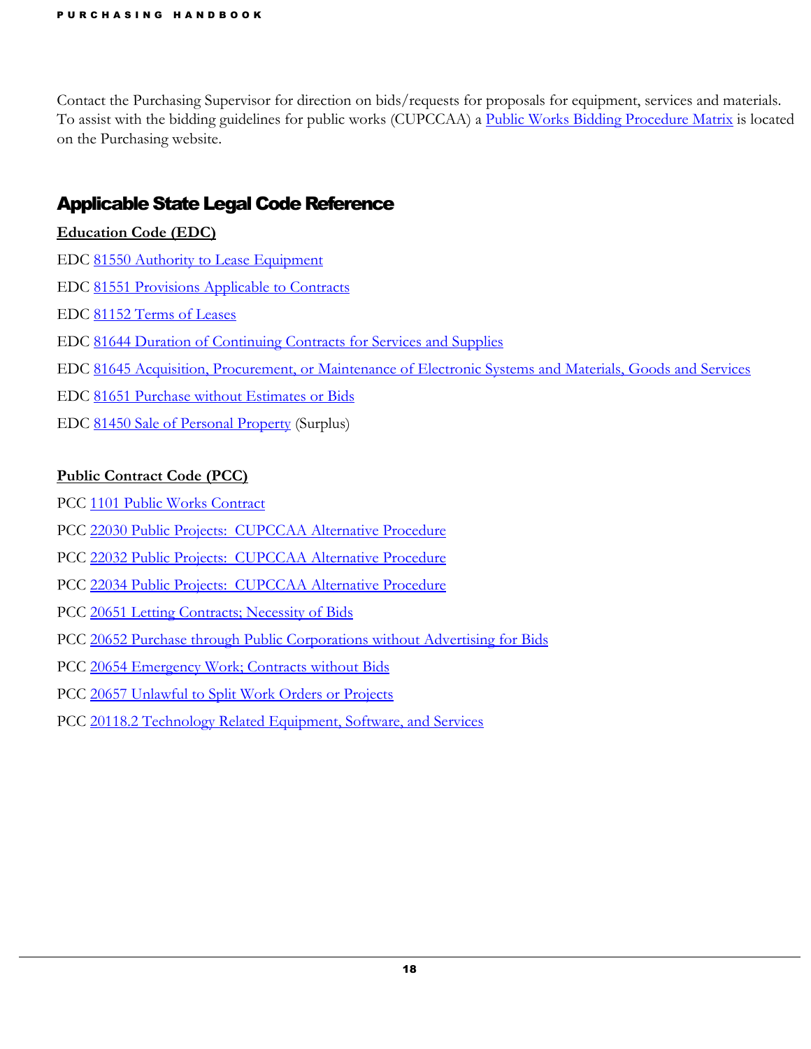Contact the Purchasing Supervisor for direction on bids/requests for proposals for equipment, services and materials. To assist with the bidding guidelines for public works (CUPCCAA) a Public Works Bidding Procedure Matrix is located on the Purchasing website.

## Applicable State Legal Code Reference

**Education Code (EDC)**

EDC 81550 Authority to Lease Equipment

EDC 81551 Provisions Applicable to Contracts

EDC 81152 Terms of Leases

EDC 81644 Duration of Continuing Contracts for Services and Supplies

EDC 81645 Acquisition, Procurement, or Maintenance of Electronic Systems and Materials, Goods and Services

EDC 81651 Purchase without Estimates or Bids

EDC 81450 Sale of Personal Property (Surplus)

**Public Contract Code (PCC)**

PCC 1101 Public Works Contract

PCC 22030 Public Projects: CUPCCAA Alternative Procedure

PCC 22032 Public Projects: CUPCCAA Alternative Procedure

PCC 22034 Public Projects: CUPCCAA Alternative Procedure

PCC 20651 Letting Contracts; Necessity of Bids

PCC 20652 Purchase through Public Corporations without Advertising for Bids

PCC 20654 Emergency Work; Contracts without Bids

PCC 20657 Unlawful to Split Work Orders or Projects

PCC 20118.2 Technology Related Equipment, Software, and Services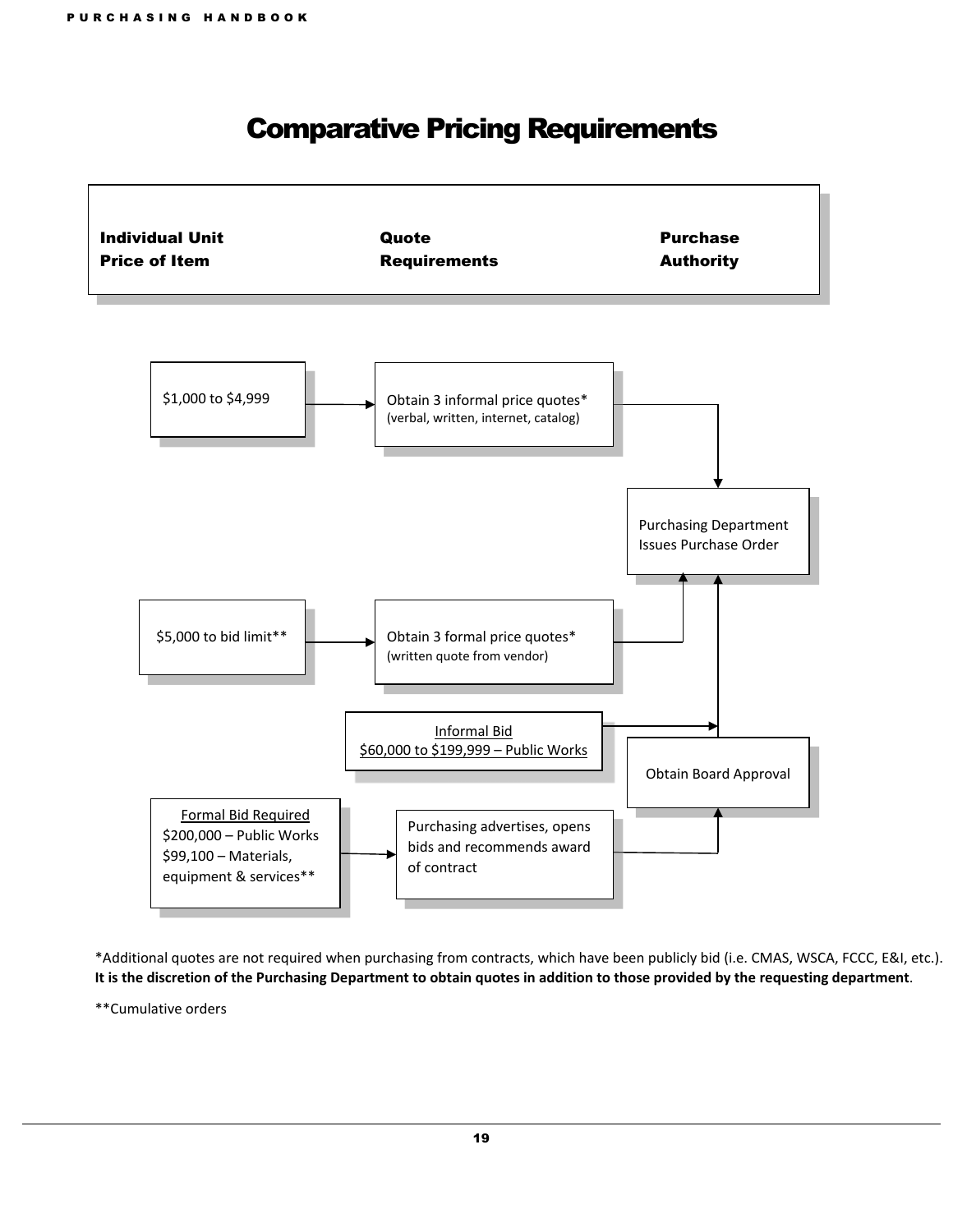# Comparative Pricing Requirements

**Individual Unit Price of Item**

**Quote Requirements**

**Purchase Authority**

$1,000 to $4,999

Obtain 3 informal price quotes* (verbal, written, internet, catalog)

Purchasing Department Issues Purchase Order

$5,000 to bid limit**

Obtain 3 formal price quotes* (written quote from vendor)

Informal Bid
$60,000 to $199,999 – Public Works

Obtain Board Approval

Formal Bid Required
$200,000 – Public Works
$99,100 – Materials, equipment & services**

Purchasing advertises, opens bids and recommends award of contract

*Additional quotes are not required when purchasing from contracts, which have been publicly bid (i.e. CMAS, WSCA, FCCC, E&I, etc.). **It is the discretion of the Purchasing Department to obtain quotes in addition to those provided by the requesting department**.

**Cumulative orders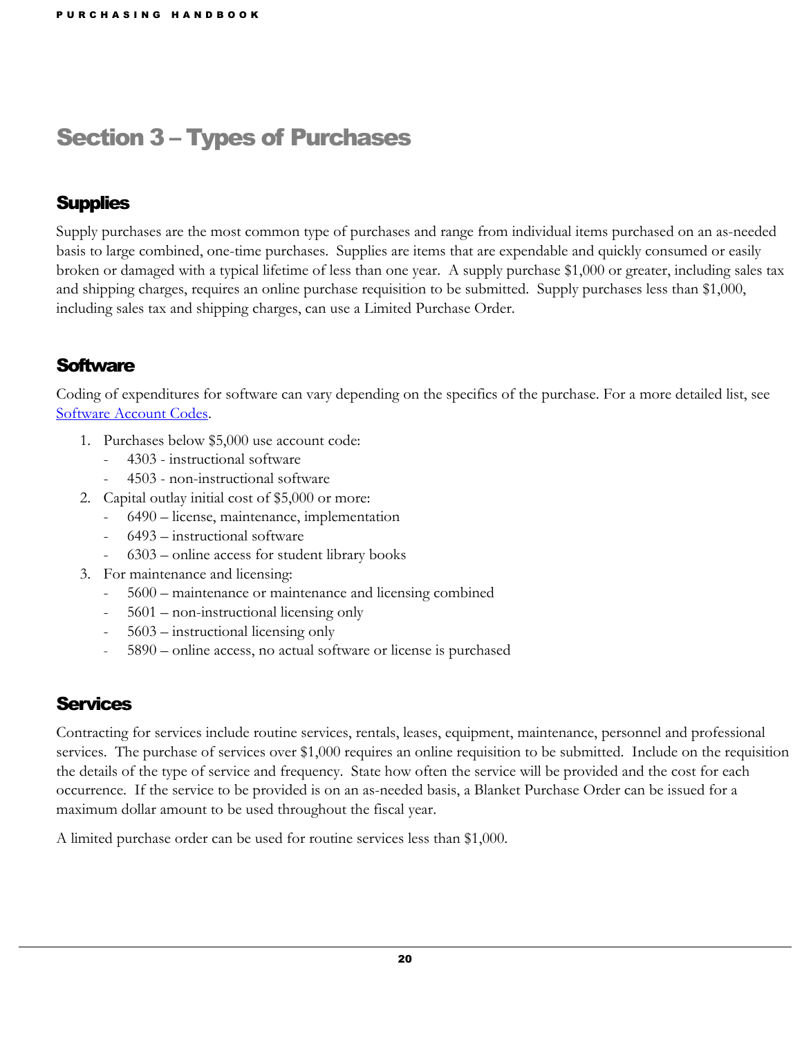# Section 3 – Types of Purchases

## Supplies

Supply purchases are the most common type of purchases and range from individual items purchased on an as-needed basis to large combined, one-time purchases. Supplies are items that are expendable and quickly consumed or easily broken or damaged with a typical lifetime of less than one year. A supply purchase $1,000 or greater, including sales tax and shipping charges, requires an online purchase requisition to be submitted. Supply purchases less than $1,000, including sales tax and shipping charges, can use a Limited Purchase Order.

## Software

Coding of expenditures for software can vary depending on the specifics of the purchase. For a more detailed list, see Software Account Codes.

1. Purchases below $5,000 use account code:
   - 4303 - instructional software
   - 4503 - non-instructional software
2. Capital outlay initial cost of $5,000 or more:
   - 6490 – license, maintenance, implementation
   - 6493 – instructional software
   - 6303 – online access for student library books
3. For maintenance and licensing:
   - 5600 – maintenance or maintenance and licensing combined
   - 5601 – non-instructional licensing only
   - 5603 – instructional licensing only
   - 5890 – online access, no actual software or license is purchased

## Services

Contracting for services include routine services, rentals, leases, equipment, maintenance, personnel and professional services. The purchase of services over $1,000 requires an online requisition to be submitted. Include on the requisition the details of the type of service and frequency. State how often the service will be provided and the cost for each occurrence. If the service to be provided is on an as-needed basis, a Blanket Purchase Order can be issued for a maximum dollar amount to be used throughout the fiscal year.

A limited purchase order can be used for routine services less than $1,000.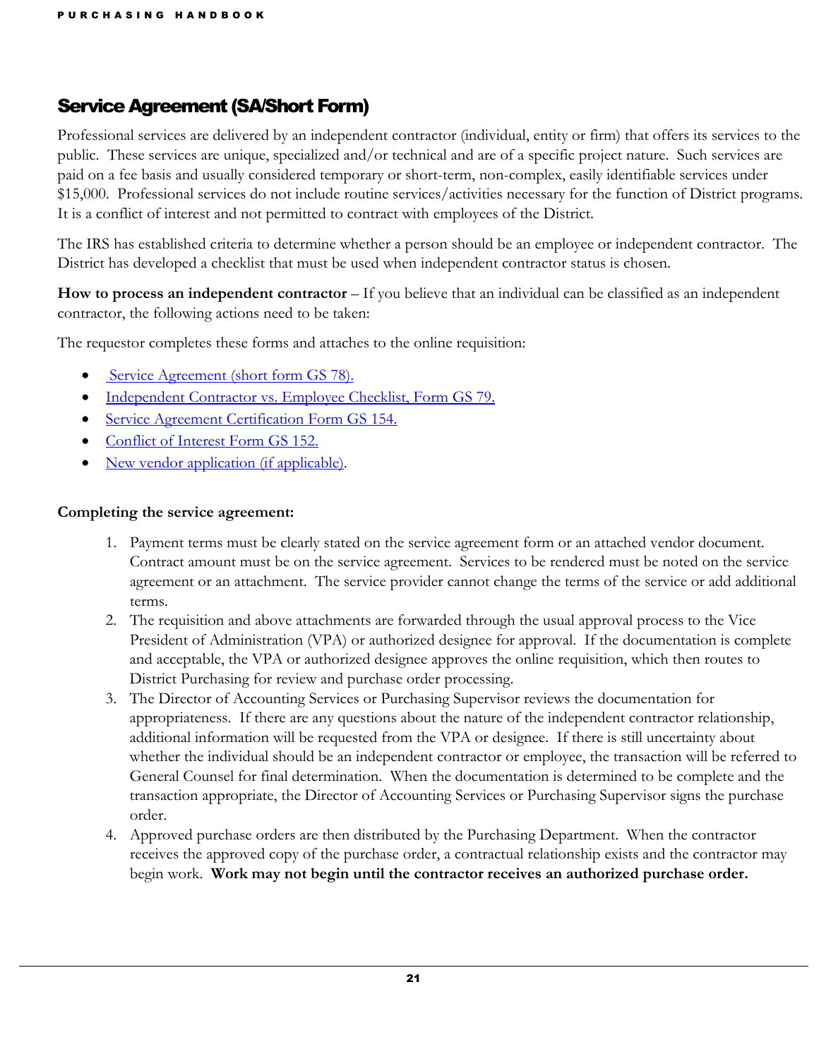## Service Agreement (SA/Short Form)

Professional services are delivered by an independent contractor (individual, entity or firm) that offers its services to the public. These services are unique, specialized and/or technical and are of a specific project nature. Such services are paid on a fee basis and usually considered temporary or short-term, non-complex, easily identifiable services under $15,000. Professional services do not include routine services/activities necessary for the function of District programs. It is a conflict of interest and not permitted to contract with employees of the District.

The IRS has established criteria to determine whether a person should be an employee or independent contractor. The District has developed a checklist that must be used when independent contractor status is chosen.

**How to process an independent contractor** – If you believe that an individual can be classified as an independent contractor, the following actions need to be taken:

The requestor completes these forms and attaches to the online requisition:

- Service Agreement (short form GS 78).
- Independent Contractor vs. Employee Checklist, Form GS 79.
- Service Agreement Certification Form GS 154.
- Conflict of Interest Form GS 152.
- New vendor application (if applicable).

**Completing the service agreement:**

1. Payment terms must be clearly stated on the service agreement form or an attached vendor document. Contract amount must be on the service agreement. Services to be rendered must be noted on the service agreement or an attachment. The service provider cannot change the terms of the service or add additional terms.
2. The requisition and above attachments are forwarded through the usual approval process to the Vice President of Administration (VPA) or authorized designee for approval. If the documentation is complete and acceptable, the VPA or authorized designee approves the online requisition, which then routes to District Purchasing for review and purchase order processing.
3. The Director of Accounting Services or Purchasing Supervisor reviews the documentation for appropriateness. If there are any questions about the nature of the independent contractor relationship, additional information will be requested from the VPA or designee. If there is still uncertainty about whether the individual should be an independent contractor or employee, the transaction will be referred to General Counsel for final determination. When the documentation is determined to be complete and the transaction appropriate, the Director of Accounting Services or Purchasing Supervisor signs the purchase order.
4. Approved purchase orders are then distributed by the Purchasing Department. When the contractor receives the approved copy of the purchase order, a contractual relationship exists and the contractor may begin work. **Work may not begin until the contractor receives an authorized purchase order.**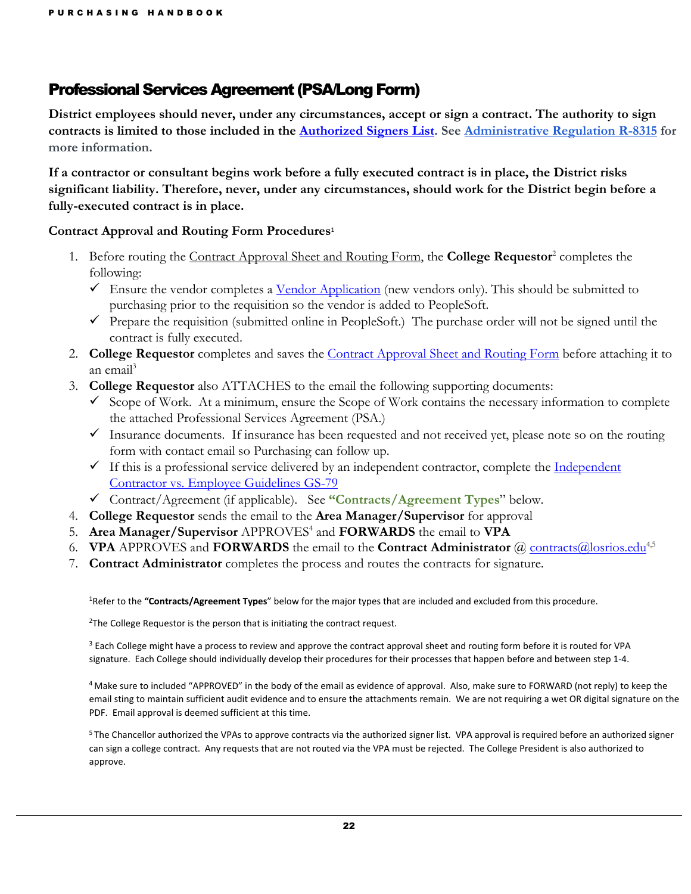## Professional Services Agreement (PSA/Long Form)

**District employees should never, under any circumstances, accept or sign a contract. The authority to sign contracts is limited to those included in the Authorized Signers List. See Administrative Regulation R-8315 for more information.**

**If a contractor or consultant begins work before a fully executed contract is in place, the District risks significant liability. Therefore, never, under any circumstances, should work for the District begin before a fully-executed contract is in place.**

**Contract Approval and Routing Form Procedures**[1]

1. Before routing the Contract Approval Sheet and Routing Form, the **College Requestor**[2] completes the following:
   - ✓ Ensure the vendor completes a Vendor Application (new vendors only). This should be submitted to purchasing prior to the requisition so the vendor is added to PeopleSoft.
   - ✓ Prepare the requisition (submitted online in PeopleSoft.) The purchase order will not be signed until the contract is fully executed.
2. **College Requestor** completes and saves the Contract Approval Sheet and Routing Form before attaching it to an email[3]
3. **College Requestor** also ATTACHES to the email the following supporting documents:
   - ✓ Scope of Work. At a minimum, ensure the Scope of Work contains the necessary information to complete the attached Professional Services Agreement (PSA.)
   - ✓ Insurance documents. If insurance has been requested and not received yet, please note so on the routing form with contact email so Purchasing can follow up.
   - ✓ If this is a professional service delivered by an independent contractor, complete the Independent Contractor vs. Employee Guidelines GS-79
   - ✓ Contract/Agreement (if applicable). See **"Contracts/Agreement Types"** below.
4. **College Requestor** sends the email to the **Area Manager/Supervisor** for approval
5. **Area Manager/Supervisor** APPROVES[4] and **FORWARDS** the email to **VPA**
6. **VPA** APPROVES and **FORWARDS** the email to the **Contract Administrator** @ contracts@losrios.edu[4,5]
7. **Contract Administrator** completes the process and routes the contracts for signature.

[1]Refer to the **"Contracts/Agreement Types**" below for the major types that are included and excluded from this procedure.

[2]The College Requestor is the person that is initiating the contract request.

[3] Each College might have a process to review and approve the contract approval sheet and routing form before it is routed for VPA signature. Each College should individually develop their procedures for their processes that happen before and between step 1-4.

[4] Make sure to included "APPROVED" in the body of the email as evidence of approval. Also, make sure to FORWARD (not reply) to keep the email sting to maintain sufficient audit evidence and to ensure the attachments remain. We are not requiring a wet OR digital signature on the PDF. Email approval is deemed sufficient at this time.

[5] The Chancellor authorized the VPAs to approve contracts via the authorized signer list. VPA approval is required before an authorized signer can sign a college contract. Any requests that are not routed via the VPA must be rejected. The College President is also authorized to approve.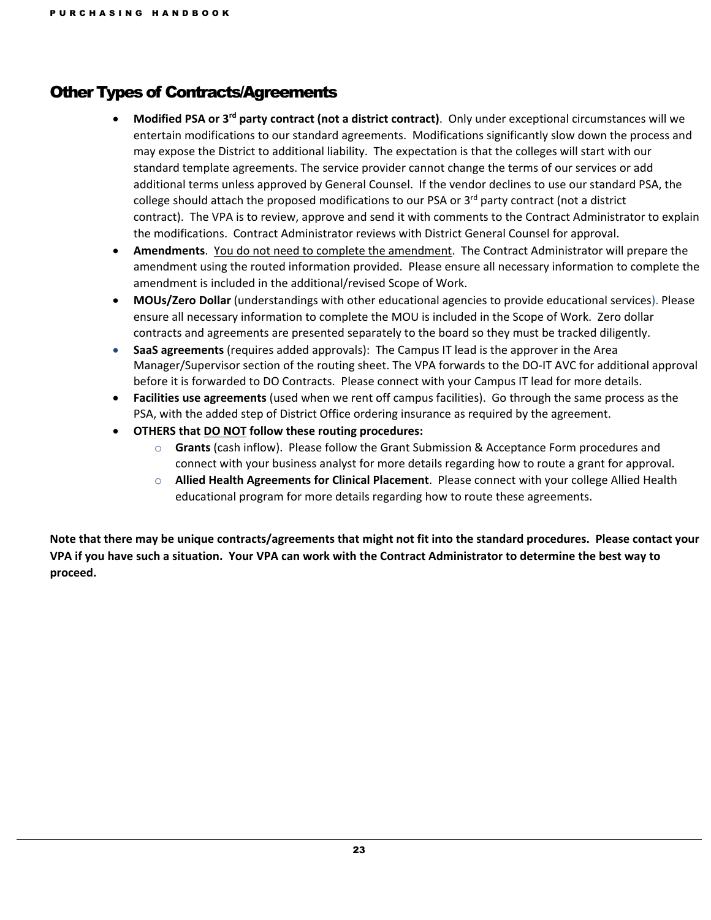## Other Types of Contracts/Agreements

- **Modified PSA or 3rd party contract (not a district contract)**. Only under exceptional circumstances will we entertain modifications to our standard agreements. Modifications significantly slow down the process and may expose the District to additional liability. The expectation is that the colleges will start with our standard template agreements. The service provider cannot change the terms of our services or add additional terms unless approved by General Counsel. If the vendor declines to use our standard PSA, the college should attach the proposed modifications to our PSA or 3rd party contract (not a district contract). The VPA is to review, approve and send it with comments to the Contract Administrator to explain the modifications. Contract Administrator reviews with District General Counsel for approval.
- **Amendments**. <u>You do not need to complete the amendment</u>. The Contract Administrator will prepare the amendment using the routed information provided. Please ensure all necessary information to complete the amendment is included in the additional/revised Scope of Work.
- **MOUs/Zero Dollar** (understandings with other educational agencies to provide educational services). Please ensure all necessary information to complete the MOU is included in the Scope of Work. Zero dollar contracts and agreements are presented separately to the board so they must be tracked diligently.
- **SaaS agreements** (requires added approvals): The Campus IT lead is the approver in the Area Manager/Supervisor section of the routing sheet. The VPA forwards to the DO-IT AVC for additional approval before it is forwarded to DO Contracts. Please connect with your Campus IT lead for more details.
- **Facilities use agreements** (used when we rent off campus facilities). Go through the same process as the PSA, with the added step of District Office ordering insurance as required by the agreement.
- **OTHERS that <u>DO NOT</u> follow these routing procedures:**
  - **Grants** (cash inflow). Please follow the Grant Submission & Acceptance Form procedures and connect with your business analyst for more details regarding how to route a grant for approval.
  - **Allied Health Agreements for Clinical Placement**. Please connect with your college Allied Health educational program for more details regarding how to route these agreements.

**Note that there may be unique contracts/agreements that might not fit into the standard procedures. Please contact your VPA if you have such a situation. Your VPA can work with the Contract Administrator to determine the best way to proceed.**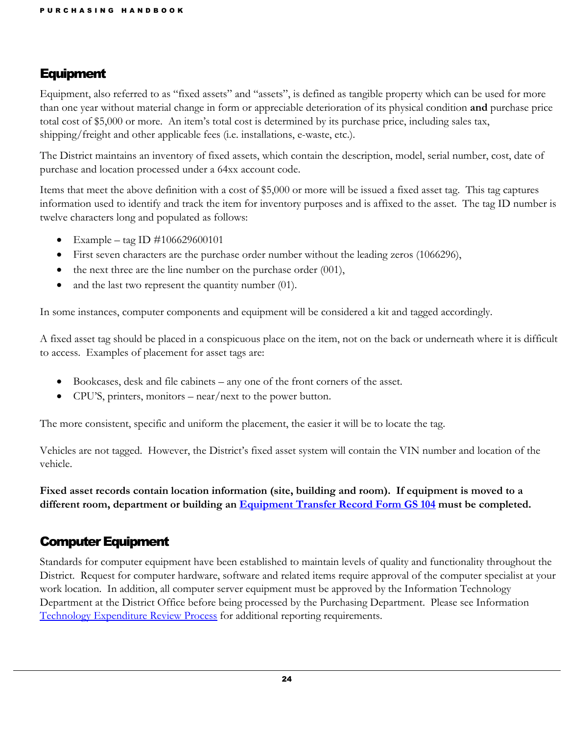## Equipment

Equipment, also referred to as "fixed assets" and "assets", is defined as tangible property which can be used for more than one year without material change in form or appreciable deterioration of its physical condition **and** purchase price total cost of $5,000 or more. An item's total cost is determined by its purchase price, including sales tax, shipping/freight and other applicable fees (i.e. installations, e-waste, etc.).

The District maintains an inventory of fixed assets, which contain the description, model, serial number, cost, date of purchase and location processed under a 64xx account code.

Items that meet the above definition with a cost of $5,000 or more will be issued a fixed asset tag. This tag captures information used to identify and track the item for inventory purposes and is affixed to the asset. The tag ID number is twelve characters long and populated as follows:

- Example – tag ID #106629600101
- First seven characters are the purchase order number without the leading zeros (1066296),
- the next three are the line number on the purchase order (001),
- and the last two represent the quantity number (01).

In some instances, computer components and equipment will be considered a kit and tagged accordingly.

A fixed asset tag should be placed in a conspicuous place on the item, not on the back or underneath where it is difficult to access. Examples of placement for asset tags are:

- Bookcases, desk and file cabinets – any one of the front corners of the asset.
- CPU'S, printers, monitors – near/next to the power button.

The more consistent, specific and uniform the placement, the easier it will be to locate the tag.

Vehicles are not tagged. However, the District's fixed asset system will contain the VIN number and location of the vehicle.

**Fixed asset records contain location information (site, building and room). If equipment is moved to a different room, department or building an Equipment Transfer Record Form GS 104 must be completed.**

## Computer Equipment

Standards for computer equipment have been established to maintain levels of quality and functionality throughout the District. Request for computer hardware, software and related items require approval of the computer specialist at your work location. In addition, all computer server equipment must be approved by the Information Technology Department at the District Office before being processed by the Purchasing Department. Please see Information Technology Expenditure Review Process for additional reporting requirements.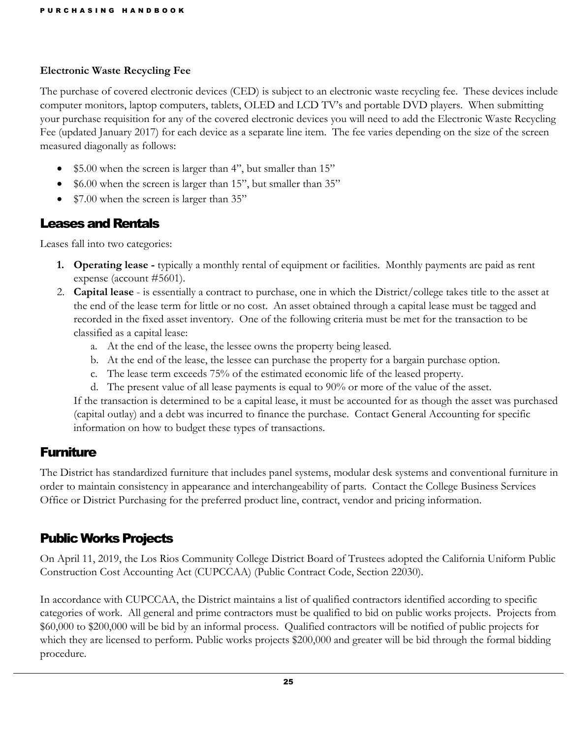**Electronic Waste Recycling Fee**

The purchase of covered electronic devices (CED) is subject to an electronic waste recycling fee. These devices include computer monitors, laptop computers, tablets, OLED and LCD TV's and portable DVD players. When submitting your purchase requisition for any of the covered electronic devices you will need to add the Electronic Waste Recycling Fee (updated January 2017) for each device as a separate line item. The fee varies depending on the size of the screen measured diagonally as follows:

- $5.00 when the screen is larger than 4", but smaller than 15"
- $6.00 when the screen is larger than 15", but smaller than 35"
- $7.00 when the screen is larger than 35"

## Leases and Rentals

Leases fall into two categories:

1. **Operating lease -** typically a monthly rental of equipment or facilities. Monthly payments are paid as rent expense (account #5601).
2. **Capital lease** - is essentially a contract to purchase, one in which the District/college takes title to the asset at the end of the lease term for little or no cost. An asset obtained through a capital lease must be tagged and recorded in the fixed asset inventory. One of the following criteria must be met for the transaction to be classified as a capital lease:
   a. At the end of the lease, the lessee owns the property being leased.
   b. At the end of the lease, the lessee can purchase the property for a bargain purchase option.
   c. The lease term exceeds 75% of the estimated economic life of the leased property.
   d. The present value of all lease payments is equal to 90% or more of the value of the asset.

   If the transaction is determined to be a capital lease, it must be accounted for as though the asset was purchased (capital outlay) and a debt was incurred to finance the purchase. Contact General Accounting for specific information on how to budget these types of transactions.

## Furniture

The District has standardized furniture that includes panel systems, modular desk systems and conventional furniture in order to maintain consistency in appearance and interchangeability of parts. Contact the College Business Services Office or District Purchasing for the preferred product line, contract, vendor and pricing information.

## Public Works Projects

On April 11, 2019, the Los Rios Community College District Board of Trustees adopted the California Uniform Public Construction Cost Accounting Act (CUPCCAA) (Public Contract Code, Section 22030).

In accordance with CUPCCAA, the District maintains a list of qualified contractors identified according to specific categories of work. All general and prime contractors must be qualified to bid on public works projects. Projects from $60,000 to $200,000 will be bid by an informal process. Qualified contractors will be notified of public projects for which they are licensed to perform. Public works projects $200,000 and greater will be bid through the formal bidding procedure.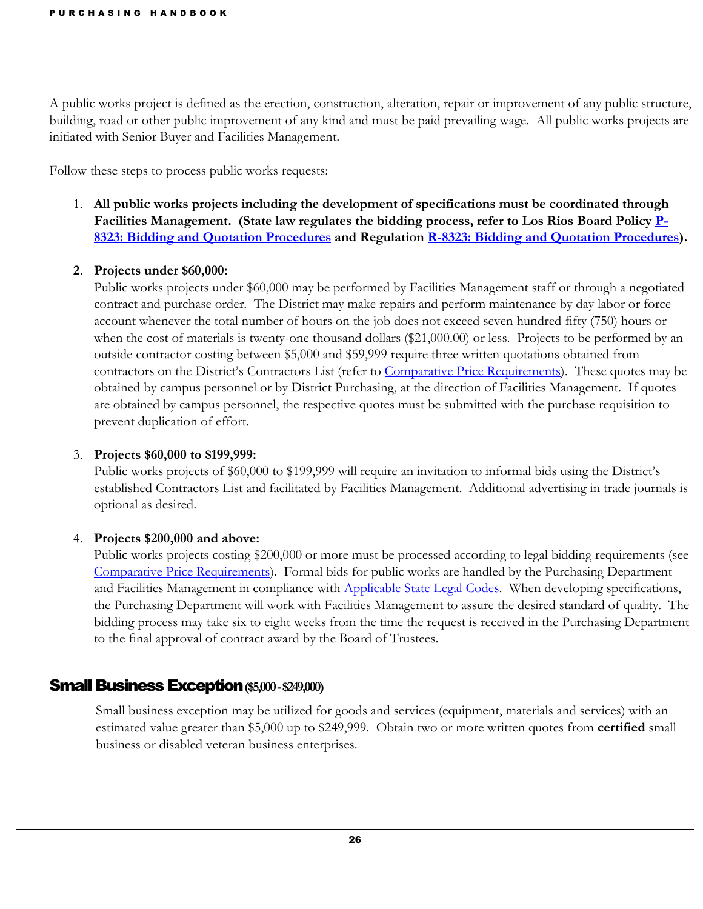A public works project is defined as the erection, construction, alteration, repair or improvement of any public structure, building, road or other public improvement of any kind and must be paid prevailing wage. All public works projects are initiated with Senior Buyer and Facilities Management.

Follow these steps to process public works requests:

1. **All public works projects including the development of specifications must be coordinated through Facilities Management. (State law regulates the bidding process, refer to Los Rios Board Policy P-8323: Bidding and Quotation Procedures and Regulation R-8323: Bidding and Quotation Procedures).**

2. **Projects under $60,000:**
   Public works projects under $60,000 may be performed by Facilities Management staff or through a negotiated contract and purchase order. The District may make repairs and perform maintenance by day labor or force account whenever the total number of hours on the job does not exceed seven hundred fifty (750) hours or when the cost of materials is twenty-one thousand dollars ($21,000.00) or less. Projects to be performed by an outside contractor costing between $5,000 and $59,999 require three written quotations obtained from contractors on the District's Contractors List (refer to Comparative Price Requirements). These quotes may be obtained by campus personnel or by District Purchasing, at the direction of Facilities Management. If quotes are obtained by campus personnel, the respective quotes must be submitted with the purchase requisition to prevent duplication of effort.

3. **Projects $60,000 to $199,999:**
   Public works projects of $60,000 to $199,999 will require an invitation to informal bids using the District's established Contractors List and facilitated by Facilities Management. Additional advertising in trade journals is optional as desired.

4. **Projects $200,000 and above:**
   Public works projects costing $200,000 or more must be processed according to legal bidding requirements (see Comparative Price Requirements). Formal bids for public works are handled by the Purchasing Department and Facilities Management in compliance with Applicable State Legal Codes. When developing specifications, the Purchasing Department will work with Facilities Management to assure the desired standard of quality. The bidding process may take six to eight weeks from the time the request is received in the Purchasing Department to the final approval of contract award by the Board of Trustees.

## Small Business Exception ($5,000 - $249,000)

Small business exception may be utilized for goods and services (equipment, materials and services) with an estimated value greater than $5,000 up to $249,999. Obtain two or more written quotes from **certified** small business or disabled veteran business enterprises.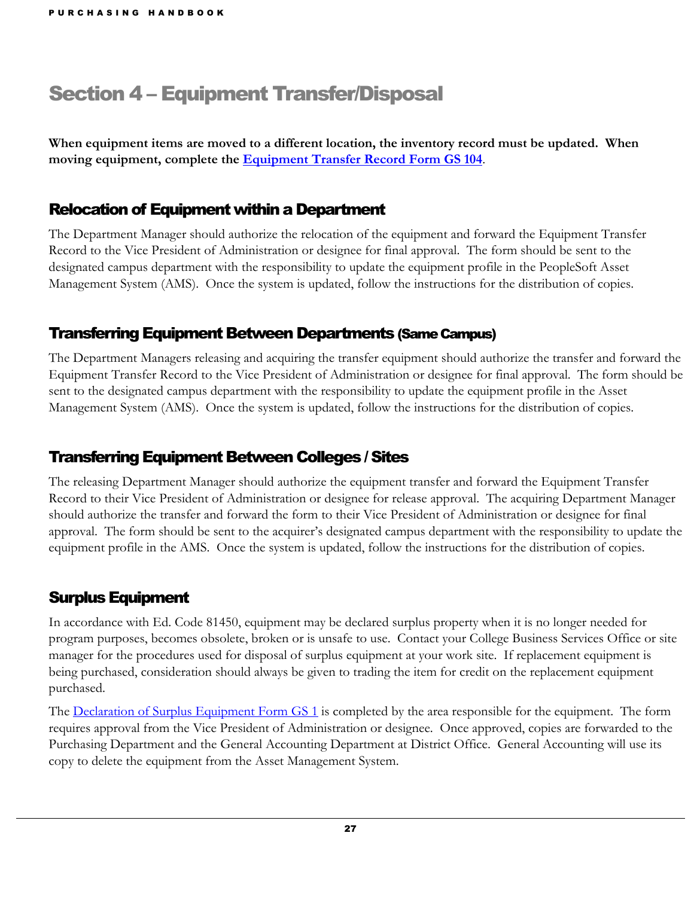# Section 4 – Equipment Transfer/Disposal

**When equipment items are moved to a different location, the inventory record must be updated. When moving equipment, complete the Equipment Transfer Record Form GS 104.**

## Relocation of Equipment within a Department

The Department Manager should authorize the relocation of the equipment and forward the Equipment Transfer Record to the Vice President of Administration or designee for final approval. The form should be sent to the designated campus department with the responsibility to update the equipment profile in the PeopleSoft Asset Management System (AMS). Once the system is updated, follow the instructions for the distribution of copies.

## Transferring Equipment Between Departments (Same Campus)

The Department Managers releasing and acquiring the transfer equipment should authorize the transfer and forward the Equipment Transfer Record to the Vice President of Administration or designee for final approval. The form should be sent to the designated campus department with the responsibility to update the equipment profile in the Asset Management System (AMS). Once the system is updated, follow the instructions for the distribution of copies.

## Transferring Equipment Between Colleges / Sites

The releasing Department Manager should authorize the equipment transfer and forward the Equipment Transfer Record to their Vice President of Administration or designee for release approval. The acquiring Department Manager should authorize the transfer and forward the form to their Vice President of Administration or designee for final approval. The form should be sent to the acquirer's designated campus department with the responsibility to update the equipment profile in the AMS. Once the system is updated, follow the instructions for the distribution of copies.

## Surplus Equipment

In accordance with Ed. Code 81450, equipment may be declared surplus property when it is no longer needed for program purposes, becomes obsolete, broken or is unsafe to use. Contact your College Business Services Office or site manager for the procedures used for disposal of surplus equipment at your work site. If replacement equipment is being purchased, consideration should always be given to trading the item for credit on the replacement equipment purchased.

The Declaration of Surplus Equipment Form GS 1 is completed by the area responsible for the equipment. The form requires approval from the Vice President of Administration or designee. Once approved, copies are forwarded to the Purchasing Department and the General Accounting Department at District Office. General Accounting will use its copy to delete the equipment from the Asset Management System.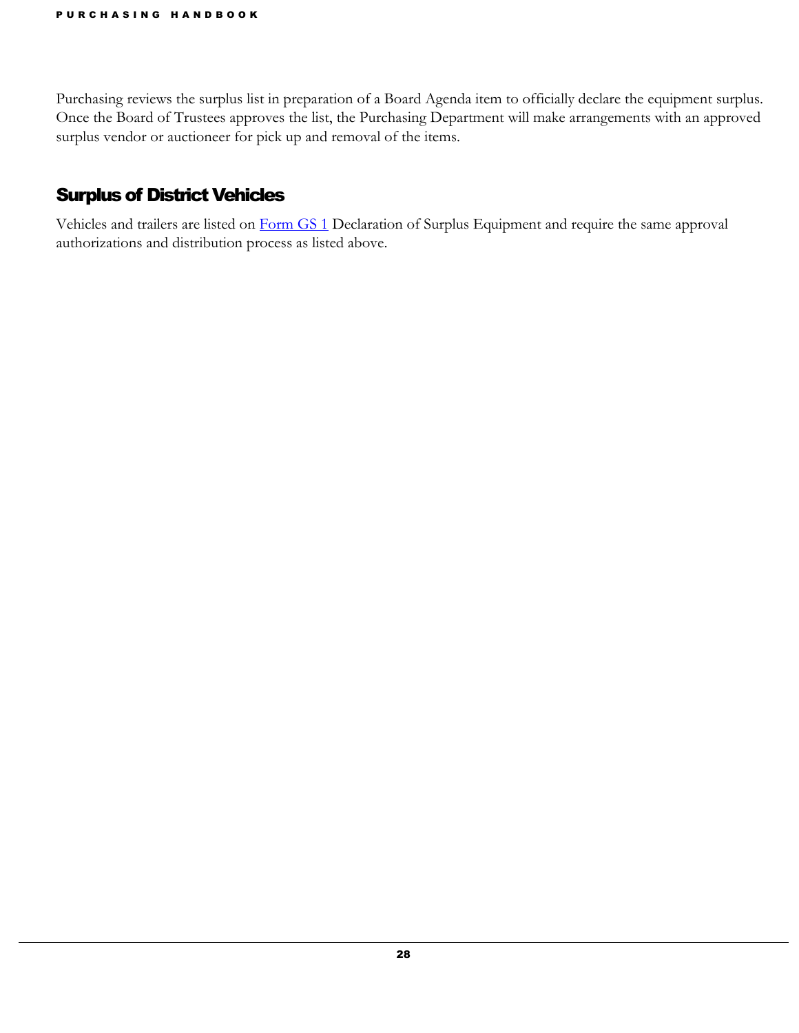Purchasing reviews the surplus list in preparation of a Board Agenda item to officially declare the equipment surplus. Once the Board of Trustees approves the list, the Purchasing Department will make arrangements with an approved surplus vendor or auctioneer for pick up and removal of the items.

## Surplus of District Vehicles

Vehicles and trailers are listed on Form GS 1 Declaration of Surplus Equipment and require the same approval authorizations and distribution process as listed above.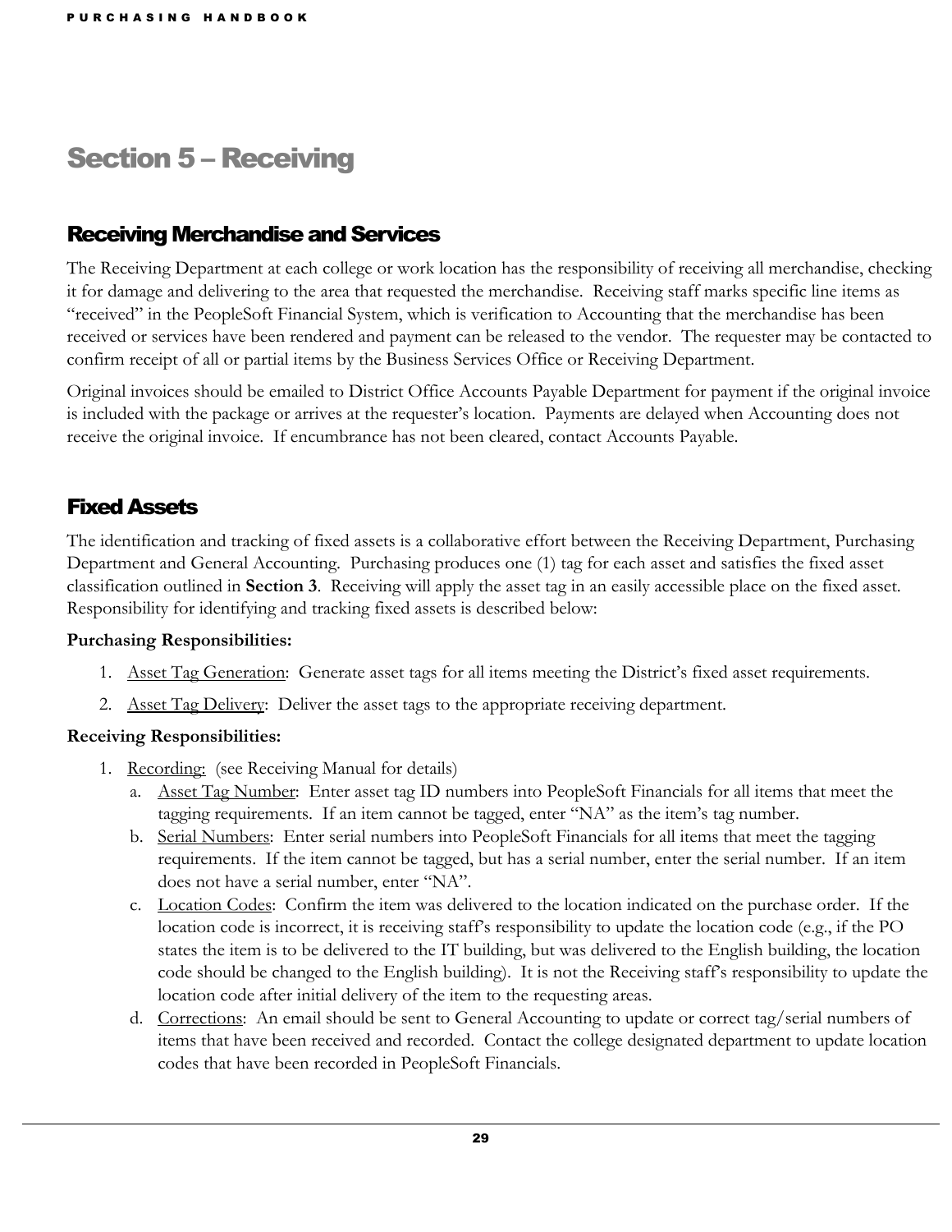# Section 5 – Receiving

## Receiving Merchandise and Services

The Receiving Department at each college or work location has the responsibility of receiving all merchandise, checking it for damage and delivering to the area that requested the merchandise. Receiving staff marks specific line items as "received" in the PeopleSoft Financial System, which is verification to Accounting that the merchandise has been received or services have been rendered and payment can be released to the vendor. The requester may be contacted to confirm receipt of all or partial items by the Business Services Office or Receiving Department.

Original invoices should be emailed to District Office Accounts Payable Department for payment if the original invoice is included with the package or arrives at the requester's location. Payments are delayed when Accounting does not receive the original invoice. If encumbrance has not been cleared, contact Accounts Payable.

## Fixed Assets

The identification and tracking of fixed assets is a collaborative effort between the Receiving Department, Purchasing Department and General Accounting. Purchasing produces one (1) tag for each asset and satisfies the fixed asset classification outlined in **Section 3**. Receiving will apply the asset tag in an easily accessible place on the fixed asset. Responsibility for identifying and tracking fixed assets is described below:

**Purchasing Responsibilities:**

1. Asset Tag Generation: Generate asset tags for all items meeting the District's fixed asset requirements.
2. Asset Tag Delivery: Deliver the asset tags to the appropriate receiving department.

**Receiving Responsibilities:**

1. Recording: (see Receiving Manual for details)
   a. Asset Tag Number: Enter asset tag ID numbers into PeopleSoft Financials for all items that meet the tagging requirements. If an item cannot be tagged, enter "NA" as the item's tag number.
   b. Serial Numbers: Enter serial numbers into PeopleSoft Financials for all items that meet the tagging requirements. If the item cannot be tagged, but has a serial number, enter the serial number. If an item does not have a serial number, enter "NA".
   c. Location Codes: Confirm the item was delivered to the location indicated on the purchase order. If the location code is incorrect, it is receiving staff's responsibility to update the location code (e.g., if the PO states the item is to be delivered to the IT building, but was delivered to the English building, the location code should be changed to the English building). It is not the Receiving staff's responsibility to update the location code after initial delivery of the item to the requesting areas.
   d. Corrections: An email should be sent to General Accounting to update or correct tag/serial numbers of items that have been received and recorded. Contact the college designated department to update location codes that have been recorded in PeopleSoft Financials.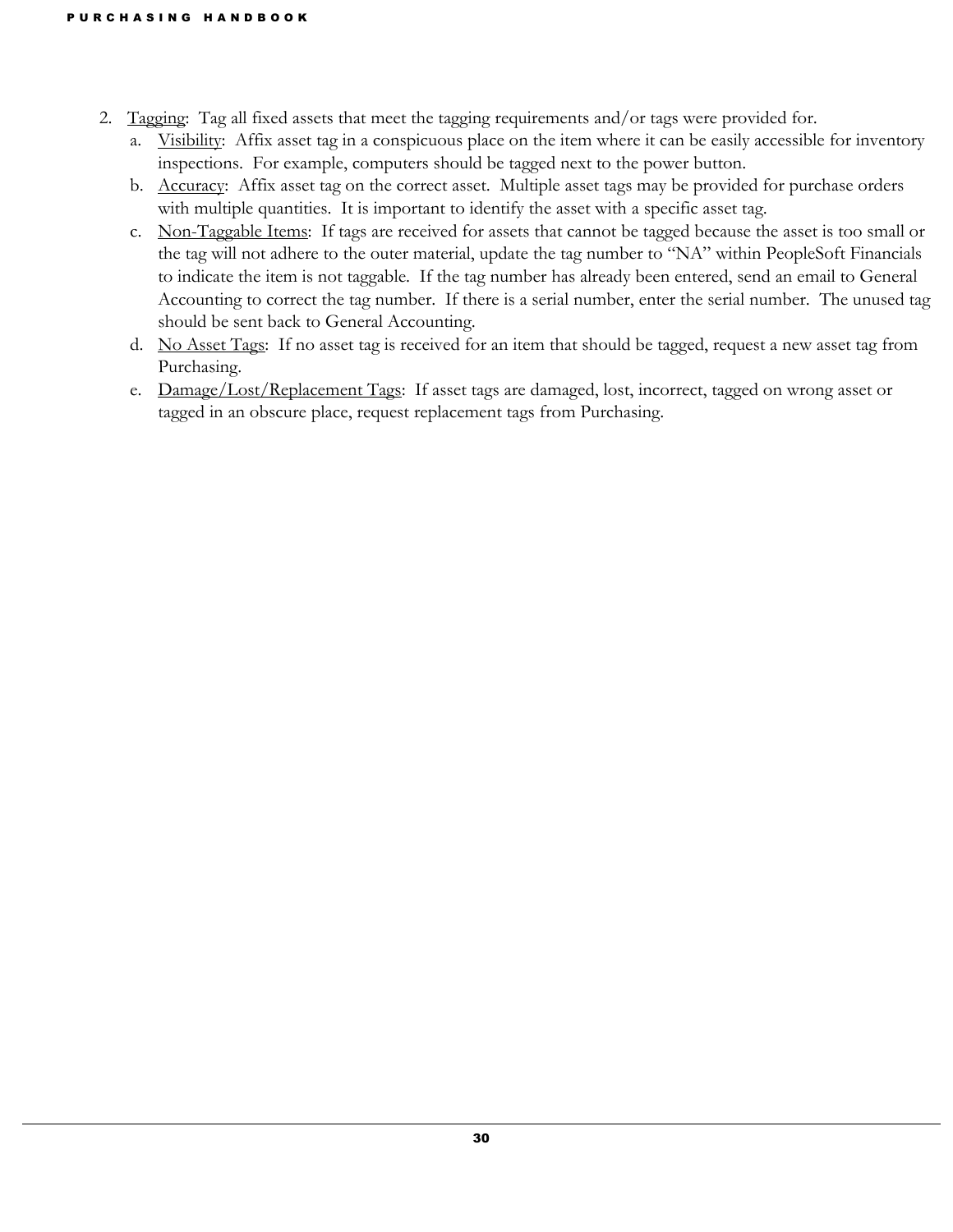2. Tagging: Tag all fixed assets that meet the tagging requirements and/or tags were provided for.
   a. Visibility: Affix asset tag in a conspicuous place on the item where it can be easily accessible for inventory inspections. For example, computers should be tagged next to the power button.
   b. Accuracy: Affix asset tag on the correct asset. Multiple asset tags may be provided for purchase orders with multiple quantities. It is important to identify the asset with a specific asset tag.
   c. Non-Taggable Items: If tags are received for assets that cannot be tagged because the asset is too small or the tag will not adhere to the outer material, update the tag number to "NA" within PeopleSoft Financials to indicate the item is not taggable. If the tag number has already been entered, send an email to General Accounting to correct the tag number. If there is a serial number, enter the serial number. The unused tag should be sent back to General Accounting.
   d. No Asset Tags: If no asset tag is received for an item that should be tagged, request a new asset tag from Purchasing.
   e. Damage/Lost/Replacement Tags: If asset tags are damaged, lost, incorrect, tagged on wrong asset or tagged in an obscure place, request replacement tags from Purchasing.